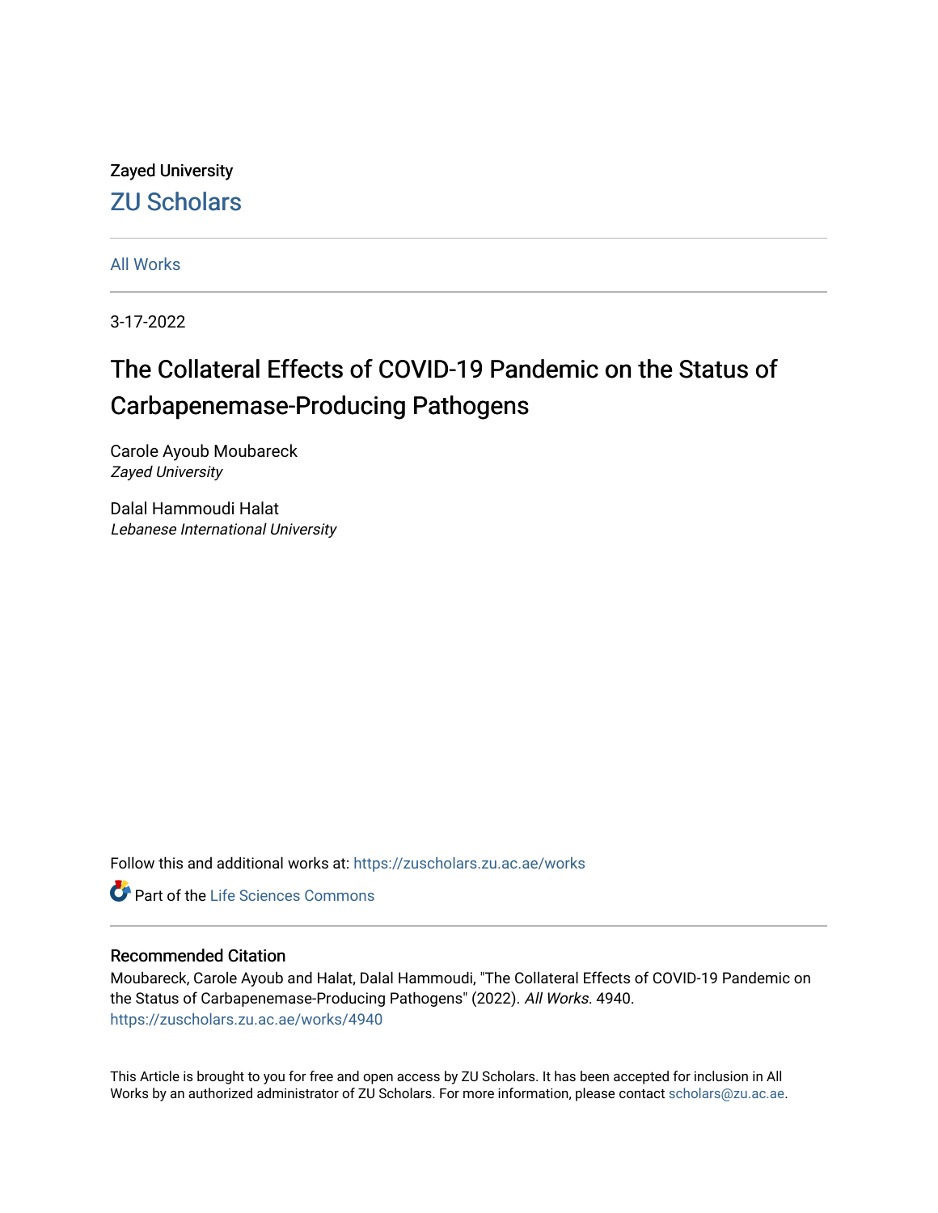Zayed University

ZU Scholars

All Works

3-17-2022

# The Collateral Effects of COVID-19 Pandemic on the Status of Carbapenemase-Producing Pathogens

Carole Ayoub Moubareck
*Zayed University*

Dalal Hammoudi Halat
*Lebanese International University*

Follow this and additional works at: https://zuscholars.zu.ac.ae/works

Part of the Life Sciences Commons

## Recommended Citation

Moubareck, Carole Ayoub and Halat, Dalal Hammoudi, "The Collateral Effects of COVID-19 Pandemic on the Status of Carbapenemase-Producing Pathogens" (2022). *All Works*. 4940.
https://zuscholars.zu.ac.ae/works/4940

This Article is brought to you for free and open access by ZU Scholars. It has been accepted for inclusion in All Works by an authorized administrator of ZU Scholars. For more information, please contact scholars@zu.ac.ae.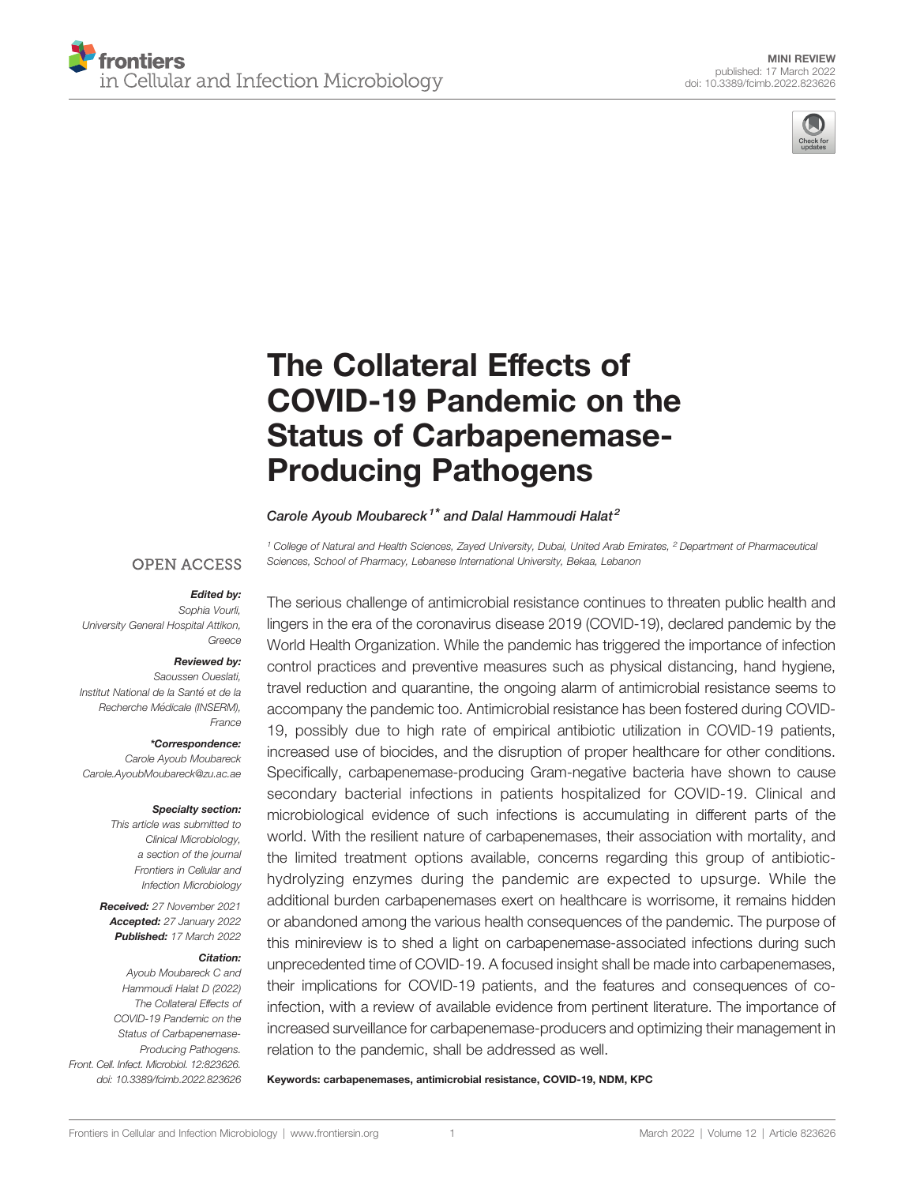MINI REVIEW
published: 17 March 2022
doi: 10.3389/fcimb.2022.823626

# The Collateral Effects of COVID-19 Pandemic on the Status of Carbapenemase-Producing Pathogens

*Carole Ayoub Moubareck*[1*] *and Dalal Hammoudi Halat*[2]

[1] College of Natural and Health Sciences, Zayed University, Dubai, United Arab Emirates, [2] Department of Pharmaceutical Sciences, School of Pharmacy, Lebanese International University, Bekaa, Lebanon

OPEN ACCESS

***Edited by:***
*Sophia Vourli,*
*University General Hospital Attikon, Greece*

***Reviewed by:***
*Saoussen Oueslati,*
*Institut National de la Santé et de la Recherche Médicale (INSERM), France*

***\*Correspondence:***
*Carole Ayoub Moubareck*
*Carole.AyoubMoubareck@zu.ac.ae*

***Specialty section:***
*This article was submitted to Clinical Microbiology, a section of the journal Frontiers in Cellular and Infection Microbiology*

***Received:*** *27 November 2021*
***Accepted:*** *27 January 2022*
***Published:*** *17 March 2022*

***Citation:***
*Ayoub Moubareck C and Hammoudi Halat D (2022) The Collateral Effects of COVID-19 Pandemic on the Status of Carbapenemase-Producing Pathogens. Front. Cell. Infect. Microbiol. 12:823626. doi: 10.3389/fcimb.2022.823626*

The serious challenge of antimicrobial resistance continues to threaten public health and lingers in the era of the coronavirus disease 2019 (COVID-19), declared pandemic by the World Health Organization. While the pandemic has triggered the importance of infection control practices and preventive measures such as physical distancing, hand hygiene, travel reduction and quarantine, the ongoing alarm of antimicrobial resistance seems to accompany the pandemic too. Antimicrobial resistance has been fostered during COVID-19, possibly due to high rate of empirical antibiotic utilization in COVID-19 patients, increased use of biocides, and the disruption of proper healthcare for other conditions. Specifically, carbapenemase-producing Gram-negative bacteria have shown to cause secondary bacterial infections in patients hospitalized for COVID-19. Clinical and microbiological evidence of such infections is accumulating in different parts of the world. With the resilient nature of carbapenemases, their association with mortality, and the limited treatment options available, concerns regarding this group of antibiotic-hydrolyzing enzymes during the pandemic are expected to upsurge. While the additional burden carbapenemases exert on healthcare is worrisome, it remains hidden or abandoned among the various health consequences of the pandemic. The purpose of this minireview is to shed a light on carbapenemase-associated infections during such unprecedented time of COVID-19. A focused insight shall be made into carbapenemases, their implications for COVID-19 patients, and the features and consequences of co-infection, with a review of available evidence from pertinent literature. The importance of increased surveillance for carbapenemase-producers and optimizing their management in relation to the pandemic, shall be addressed as well.

**Keywords: carbapenemases, antimicrobial resistance, COVID-19, NDM, KPC**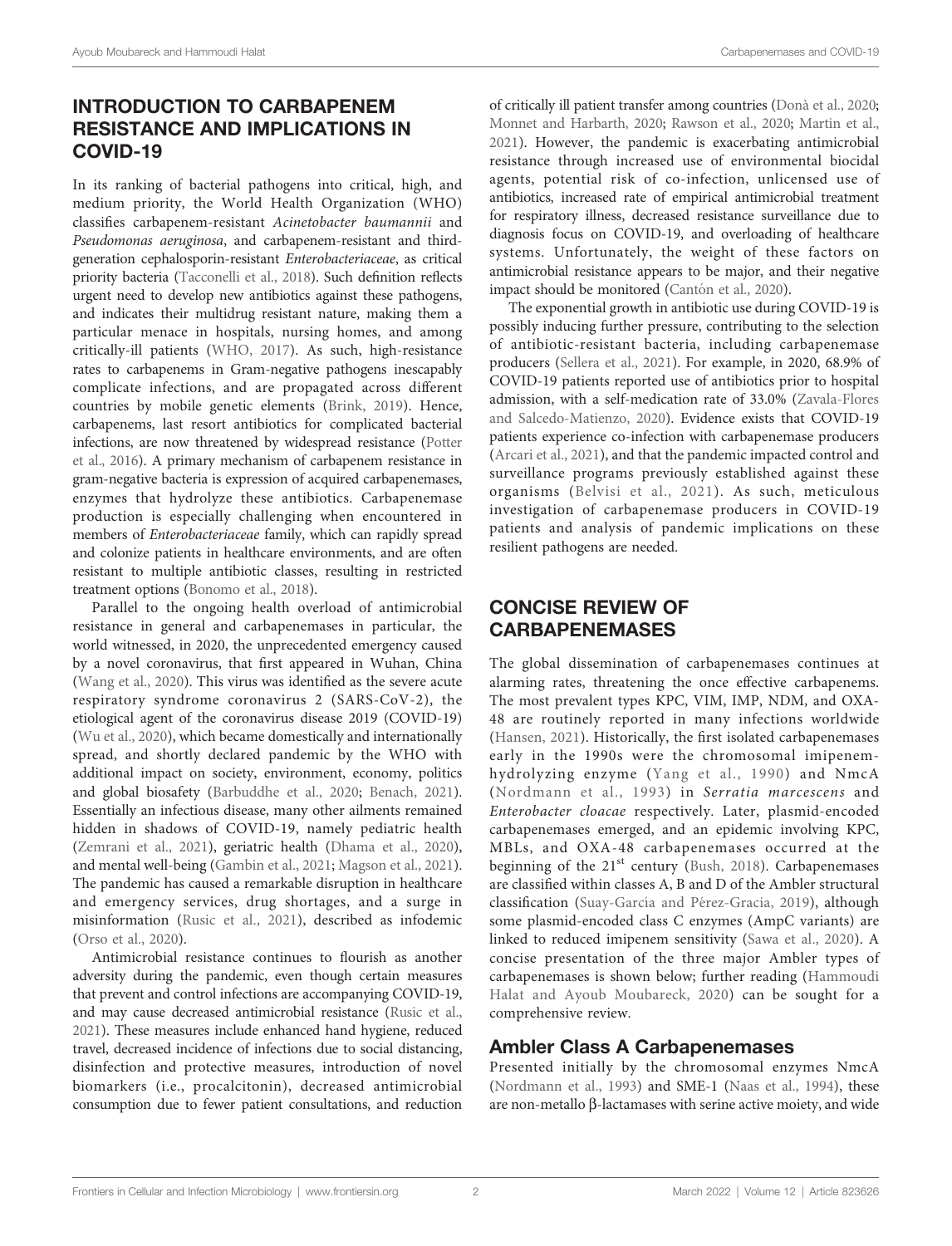## INTRODUCTION TO CARBAPENEM RESISTANCE AND IMPLICATIONS IN COVID-19

In its ranking of bacterial pathogens into critical, high, and medium priority, the World Health Organization (WHO) classifies carbapenem-resistant *Acinetobacter baumannii* and *Pseudomonas aeruginosa*, and carbapenem-resistant and third-generation cephalosporin-resistant *Enterobacteriaceae*, as critical priority bacteria (Tacconelli et al., 2018). Such definition reflects urgent need to develop new antibiotics against these pathogens, and indicates their multidrug resistant nature, making them a particular menace in hospitals, nursing homes, and among critically-ill patients (WHO, 2017). As such, high-resistance rates to carbapenems in Gram-negative pathogens inescapably complicate infections, and are propagated across different countries by mobile genetic elements (Brink, 2019). Hence, carbapenems, last resort antibiotics for complicated bacterial infections, are now threatened by widespread resistance (Potter et al., 2016). A primary mechanism of carbapenem resistance in gram-negative bacteria is expression of acquired carbapenemases, enzymes that hydrolyze these antibiotics. Carbapenemase production is especially challenging when encountered in members of *Enterobacteriaceae* family, which can rapidly spread and colonize patients in healthcare environments, and are often resistant to multiple antibiotic classes, resulting in restricted treatment options (Bonomo et al., 2018).

Parallel to the ongoing health overload of antimicrobial resistance in general and carbapenemases in particular, the world witnessed, in 2020, the unprecedented emergency caused by a novel coronavirus, that first appeared in Wuhan, China (Wang et al., 2020). This virus was identified as the severe acute respiratory syndrome coronavirus 2 (SARS-CoV-2), the etiological agent of the coronavirus disease 2019 (COVID-19) (Wu et al., 2020), which became domestically and internationally spread, and shortly declared pandemic by the WHO with additional impact on society, environment, economy, politics and global biosafety (Barbuddhe et al., 2020; Benach, 2021). Essentially an infectious disease, many other ailments remained hidden in shadows of COVID-19, namely pediatric health (Zemrani et al., 2021), geriatric health (Dhama et al., 2020), and mental well-being (Gambin et al., 2021; Magson et al., 2021). The pandemic has caused a remarkable disruption in healthcare and emergency services, drug shortages, and a surge in misinformation (Rusic et al., 2021), described as infodemic (Orso et al., 2020).

Antimicrobial resistance continues to flourish as another adversity during the pandemic, even though certain measures that prevent and control infections are accompanying COVID-19, and may cause decreased antimicrobial resistance (Rusic et al., 2021). These measures include enhanced hand hygiene, reduced travel, decreased incidence of infections due to social distancing, disinfection and protective measures, introduction of novel biomarkers (i.e., procalcitonin), decreased antimicrobial consumption due to fewer patient consultations, and reduction of critically ill patient transfer among countries (Donà et al., 2020; Monnet and Harbarth, 2020; Rawson et al., 2020; Martin et al., 2021). However, the pandemic is exacerbating antimicrobial resistance through increased use of environmental biocidal agents, potential risk of co-infection, unlicensed use of antibiotics, increased rate of empirical antimicrobial treatment for respiratory illness, decreased resistance surveillance due to diagnosis focus on COVID-19, and overloading of healthcare systems. Unfortunately, the weight of these factors on antimicrobial resistance appears to be major, and their negative impact should be monitored (Cantón et al., 2020).

The exponential growth in antibiotic use during COVID-19 is possibly inducing further pressure, contributing to the selection of antibiotic-resistant bacteria, including carbapenemase producers (Sellera et al., 2021). For example, in 2020, 68.9% of COVID-19 patients reported use of antibiotics prior to hospital admission, with a self-medication rate of 33.0% (Zavala-Flores and Salcedo-Matienzo, 2020). Evidence exists that COVID-19 patients experience co-infection with carbapenemase producers (Arcari et al., 2021), and that the pandemic impacted control and surveillance programs previously established against these organisms (Belvisi et al., 2021). As such, meticulous investigation of carbapenemase producers in COVID-19 patients and analysis of pandemic implications on these resilient pathogens are needed.

## CONCISE REVIEW OF CARBAPENEMASES

The global dissemination of carbapenemases continues at alarming rates, threatening the once effective carbapenems. The most prevalent types KPC, VIM, IMP, NDM, and OXA-48 are routinely reported in many infections worldwide (Hansen, 2021). Historically, the first isolated carbapenemases early in the 1990s were the chromosomal imipenem-hydrolyzing enzyme (Yang et al., 1990) and NmcA (Nordmann et al., 1993) in *Serratia marcescens* and *Enterobacter cloacae* respectively. Later, plasmid-encoded carbapenemases emerged, and an epidemic involving KPC, MBLs, and OXA-48 carbapenemases occurred at the beginning of the 21st century (Bush, 2018). Carbapenemases are classified within classes A, B and D of the Ambler structural classification (Suay-García and Pérez-Gracia, 2019), although some plasmid-encoded class C enzymes (AmpC variants) are linked to reduced imipenem sensitivity (Sawa et al., 2020). A concise presentation of the three major Ambler types of carbapenemases is shown below; further reading (Hammoudi Halat and Ayoub Moubareck, 2020) can be sought for a comprehensive review.

### Ambler Class A Carbapenemases

Presented initially by the chromosomal enzymes NmcA (Nordmann et al., 1993) and SME-1 (Naas et al., 1994), these are non-metallo β-lactamases with serine active moiety, and wide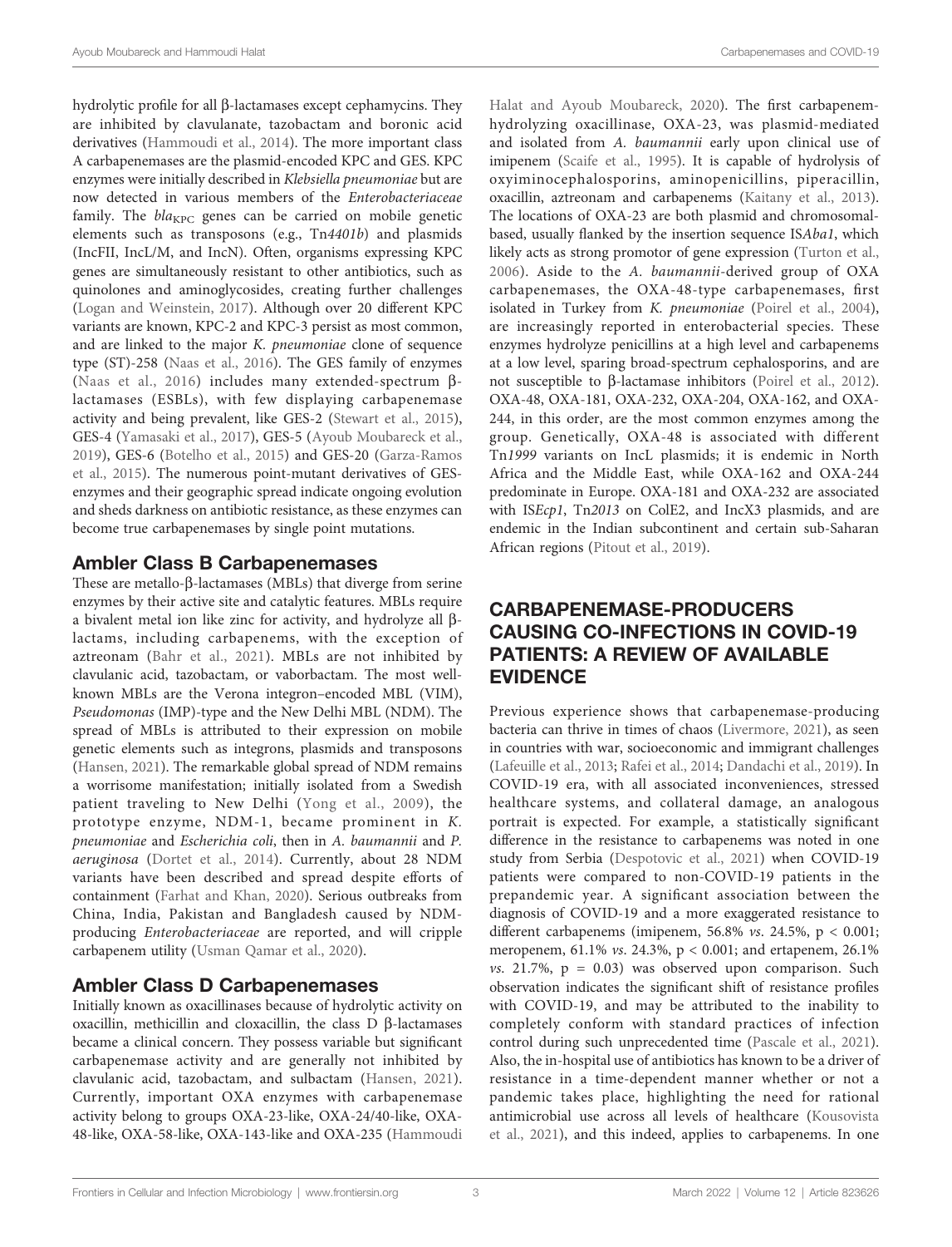hydrolytic profile for all β-lactamases except cephamycins. They are inhibited by clavulanate, tazobactam and boronic acid derivatives (Hammoudi et al., 2014). The more important class A carbapenemases are the plasmid-encoded KPC and GES. KPC enzymes were initially described in *Klebsiella pneumoniae* but are now detected in various members of the *Enterobacteriaceae* family. The $bla_{KPC}$ genes can be carried on mobile genetic elements such as transposons (e.g., Tn*4401b*) and plasmids (IncFII, IncL/M, and IncN). Often, organisms expressing KPC genes are simultaneously resistant to other antibiotics, such as quinolones and aminoglycosides, creating further challenges (Logan and Weinstein, 2017). Although over 20 different KPC variants are known, KPC-2 and KPC-3 persist as most common, and are linked to the major *K. pneumoniae* clone of sequence type (ST)-258 (Naas et al., 2016). The GES family of enzymes (Naas et al., 2016) includes many extended-spectrum β-lactamases (ESBLs), with few displaying carbapenemase activity and being prevalent, like GES-2 (Stewart et al., 2015), GES-4 (Yamasaki et al., 2017), GES-5 (Ayoub Moubareck et al., 2019), GES-6 (Botelho et al., 2015) and GES-20 (Garza-Ramos et al., 2015). The numerous point-mutant derivatives of GES-enzymes and their geographic spread indicate ongoing evolution and sheds darkness on antibiotic resistance, as these enzymes can become true carbapenemases by single point mutations.

## Ambler Class B Carbapenemases

These are metallo-β-lactamases (MBLs) that diverge from serine enzymes by their active site and catalytic features. MBLs require a bivalent metal ion like zinc for activity, and hydrolyze all β-lactams, including carbapenems, with the exception of aztreonam (Bahr et al., 2021). MBLs are not inhibited by clavulanic acid, tazobactam, or vaborbactam. The most well-known MBLs are the Verona integron–encoded MBL (VIM), *Pseudomonas* (IMP)-type and the New Delhi MBL (NDM). The spread of MBLs is attributed to their expression on mobile genetic elements such as integrons, plasmids and transposons (Hansen, 2021). The remarkable global spread of NDM remains a worrisome manifestation; initially isolated from a Swedish patient traveling to New Delhi (Yong et al., 2009), the prototype enzyme, NDM-1, became prominent in *K. pneumoniae* and *Escherichia coli*, then in *A. baumannii* and *P. aeruginosa* (Dortet et al., 2014). Currently, about 28 NDM variants have been described and spread despite efforts of containment (Farhat and Khan, 2020). Serious outbreaks from China, India, Pakistan and Bangladesh caused by NDM-producing *Enterobacteriaceae* are reported, and will cripple carbapenem utility (Usman Qamar et al., 2020).

## Ambler Class D Carbapenemases

Initially known as oxacillinases because of hydrolytic activity on oxacillin, methicillin and cloxacillin, the class D β-lactamases became a clinical concern. They possess variable but significant carbapenemase activity and are generally not inhibited by clavulanic acid, tazobactam, and sulbactam (Hansen, 2021). Currently, important OXA enzymes with carbapenemase activity belong to groups OXA-23-like, OXA-24/40-like, OXA-48-like, OXA-58-like, OXA-143-like and OXA-235 (Hammoudi Halat and Ayoub Moubareck, 2020). The first carbapenem-hydrolyzing oxacillinase, OXA-23, was plasmid-mediated and isolated from *A. baumannii* early upon clinical use of imipenem (Scaife et al., 1995). It is capable of hydrolysis of oxyiminocephalosporins, aminopenicillins, piperacillin, oxacillin, aztreonam and carbapenems (Kaitany et al., 2013). The locations of OXA-23 are both plasmid and chromosomal-based, usually flanked by the insertion sequence IS*Aba1*, which likely acts as strong promotor of gene expression (Turton et al., 2006). Aside to the *A. baumannii*-derived group of OXA carbapenemases, the OXA-48-type carbapenemases, first isolated in Turkey from *K. pneumoniae* (Poirel et al., 2004), are increasingly reported in enterobacterial species. These enzymes hydrolyze penicillins at a high level and carbapenems at a low level, sparing broad-spectrum cephalosporins, and are not susceptible to β-lactamase inhibitors (Poirel et al., 2012). OXA-48, OXA-181, OXA-232, OXA-204, OXA-162, and OXA-244, in this order, are the most common enzymes among the group. Genetically, OXA-48 is associated with different Tn*1999* variants on IncL plasmids; it is endemic in North Africa and the Middle East, while OXA-162 and OXA-244 predominate in Europe. OXA-181 and OXA-232 are associated with IS*Ecp1*, Tn*2013* on ColE2, and IncX3 plasmids, and are endemic in the Indian subcontinent and certain sub-Saharan African regions (Pitout et al., 2019).

# CARBAPENEMASE-PRODUCERS CAUSING CO-INFECTIONS IN COVID-19 PATIENTS: A REVIEW OF AVAILABLE EVIDENCE

Previous experience shows that carbapenemase-producing bacteria can thrive in times of chaos (Livermore, 2021), as seen in countries with war, socioeconomic and immigrant challenges (Lafeuille et al., 2013; Rafei et al., 2014; Dandachi et al., 2019). In COVID-19 era, with all associated inconveniences, stressed healthcare systems, and collateral damage, an analogous portrait is expected. For example, a statistically significant difference in the resistance to carbapenems was noted in one study from Serbia (Despotovic et al., 2021) when COVID-19 patients were compared to non-COVID-19 patients in the prepandemic year. A significant association between the diagnosis of COVID-19 and a more exaggerated resistance to different carbapenems (imipenem, 56.8% *vs.* 24.5%, $p < 0.001$; meropenem, 61.1% *vs.* 24.3%, $p < 0.001$; and ertapenem, 26.1% *vs.* 21.7%, $p = 0.03$) was observed upon comparison. Such observation indicates the significant shift of resistance profiles with COVID-19, and may be attributed to the inability to completely conform with standard practices of infection control during such unprecedented time (Pascale et al., 2021). Also, the in-hospital use of antibiotics has known to be a driver of resistance in a time-dependent manner whether or not a pandemic takes place, highlighting the need for rational antimicrobial use across all levels of healthcare (Kousovista et al., 2021), and this indeed, applies to carbapenems. In one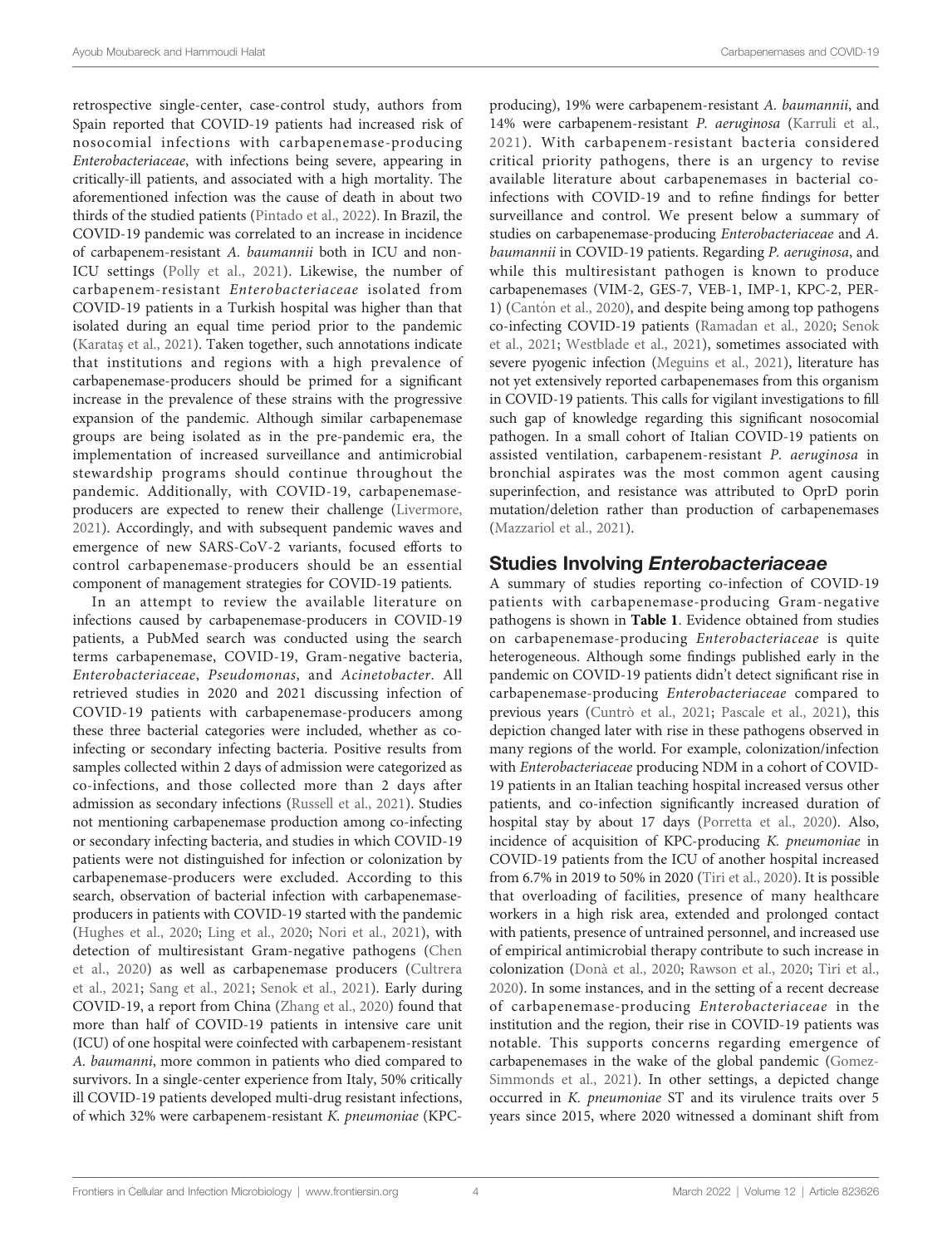retrospective single-center, case-control study, authors from Spain reported that COVID-19 patients had increased risk of nosocomial infections with carbapenemase-producing *Enterobacteriaceae*, with infections being severe, appearing in critically-ill patients, and associated with a high mortality. The aforementioned infection was the cause of death in about two thirds of the studied patients (Pintado et al., 2022). In Brazil, the COVID-19 pandemic was correlated to an increase in incidence of carbapenem-resistant *A. baumannii* both in ICU and non-ICU settings (Polly et al., 2021). Likewise, the number of carbapenem-resistant *Enterobacteriaceae* isolated from COVID-19 patients in a Turkish hospital was higher than that isolated during an equal time period prior to the pandemic (Karataş et al., 2021). Taken together, such annotations indicate that institutions and regions with a high prevalence of carbapenemase-producers should be primed for a significant increase in the prevalence of these strains with the progressive expansion of the pandemic. Although similar carbapenemase groups are being isolated as in the pre-pandemic era, the implementation of increased surveillance and antimicrobial stewardship programs should continue throughout the pandemic. Additionally, with COVID-19, carbapenemase-producers are expected to renew their challenge (Livermore, 2021). Accordingly, and with subsequent pandemic waves and emergence of new SARS-CoV-2 variants, focused efforts to control carbapenemase-producers should be an essential component of management strategies for COVID-19 patients.

In an attempt to review the available literature on infections caused by carbapenemase-producers in COVID-19 patients, a PubMed search was conducted using the search terms carbapenemase, COVID-19, Gram-negative bacteria, *Enterobacteriaceae*, *Pseudomonas*, and *Acinetobacter*. All retrieved studies in 2020 and 2021 discussing infection of COVID-19 patients with carbapenemase-producers among these three bacterial categories were included, whether as co-infecting or secondary infecting bacteria. Positive results from samples collected within 2 days of admission were categorized as co-infections, and those collected more than 2 days after admission as secondary infections (Russell et al., 2021). Studies not mentioning carbapenemase production among co-infecting or secondary infecting bacteria, and studies in which COVID-19 patients were not distinguished for infection or colonization by carbapenemase-producers were excluded. According to this search, observation of bacterial infection with carbapenemase-producers in patients with COVID-19 started with the pandemic (Hughes et al., 2020; Ling et al., 2020; Nori et al., 2021), with detection of multiresistant Gram-negative pathogens (Chen et al., 2020) as well as carbapenemase producers (Cultrera et al., 2021; Sang et al., 2021; Senok et al., 2021). Early during COVID-19, a report from China (Zhang et al., 2020) found that more than half of COVID-19 patients in intensive care unit (ICU) of one hospital were coinfected with carbapenem-resistant *A. baumanni*, more common in patients who died compared to survivors. In a single-center experience from Italy, 50% critically ill COVID-19 patients developed multi-drug resistant infections, of which 32% were carbapenem-resistant *K. pneumoniae* (KPC-producing), 19% were carbapenem-resistant *A. baumannii*, and 14% were carbapenem-resistant *P. aeruginosa* (Karruli et al., 2021). With carbapenem-resistant bacteria considered critical priority pathogens, there is an urgency to revise available literature about carbapenemases in bacterial co-infections with COVID-19 and to refine findings for better surveillance and control. We present below a summary of studies on carbapenemase-producing *Enterobacteriaceae* and *A. baumannii* in COVID-19 patients. Regarding *P. aeruginosa*, and while this multiresistant pathogen is known to produce carbapenemases (VIM-2, GES-7, VEB-1, IMP-1, KPC-2, PER-1) (Cantón et al., 2020), and despite being among top pathogens co-infecting COVID-19 patients (Ramadan et al., 2020; Senok et al., 2021; Westblade et al., 2021), sometimes associated with severe pyogenic infection (Meguins et al., 2021), literature has not yet extensively reported carbapenemases from this organism in COVID-19 patients. This calls for vigilant investigations to fill such gap of knowledge regarding this significant nosocomial pathogen. In a small cohort of Italian COVID-19 patients on assisted ventilation, carbapenem-resistant *P. aeruginosa* in bronchial aspirates was the most common agent causing superinfection, and resistance was attributed to OprD porin mutation/deletion rather than production of carbapenemases (Mazzariol et al., 2021).

## Studies Involving *Enterobacteriaceae*

A summary of studies reporting co-infection of COVID-19 patients with carbapenemase-producing Gram-negative pathogens is shown in **Table 1**. Evidence obtained from studies on carbapenemase-producing *Enterobacteriaceae* is quite heterogeneous. Although some findings published early in the pandemic on COVID-19 patients didn't detect significant rise in carbapenemase-producing *Enterobacteriaceae* compared to previous years (Cuntrò et al., 2021; Pascale et al., 2021), this depiction changed later with rise in these pathogens observed in many regions of the world. For example, colonization/infection with *Enterobacteriaceae* producing NDM in a cohort of COVID-19 patients in an Italian teaching hospital increased versus other patients, and co-infection significantly increased duration of hospital stay by about 17 days (Porretta et al., 2020). Also, incidence of acquisition of KPC-producing *K. pneumoniae* in COVID-19 patients from the ICU of another hospital increased from 6.7% in 2019 to 50% in 2020 (Tiri et al., 2020). It is possible that overloading of facilities, presence of many healthcare workers in a high risk area, extended and prolonged contact with patients, presence of untrained personnel, and increased use of empirical antimicrobial therapy contribute to such increase in colonization (Donà et al., 2020; Rawson et al., 2020; Tiri et al., 2020). In some instances, and in the setting of a recent decrease of carbapenemase-producing *Enterobacteriaceae* in the institution and the region, their rise in COVID-19 patients was notable. This supports concerns regarding emergence of carbapenemases in the wake of the global pandemic (Gomez-Simmonds et al., 2021). In other settings, a depicted change occurred in *K. pneumoniae* ST and its virulence traits over 5 years since 2015, where 2020 witnessed a dominant shift from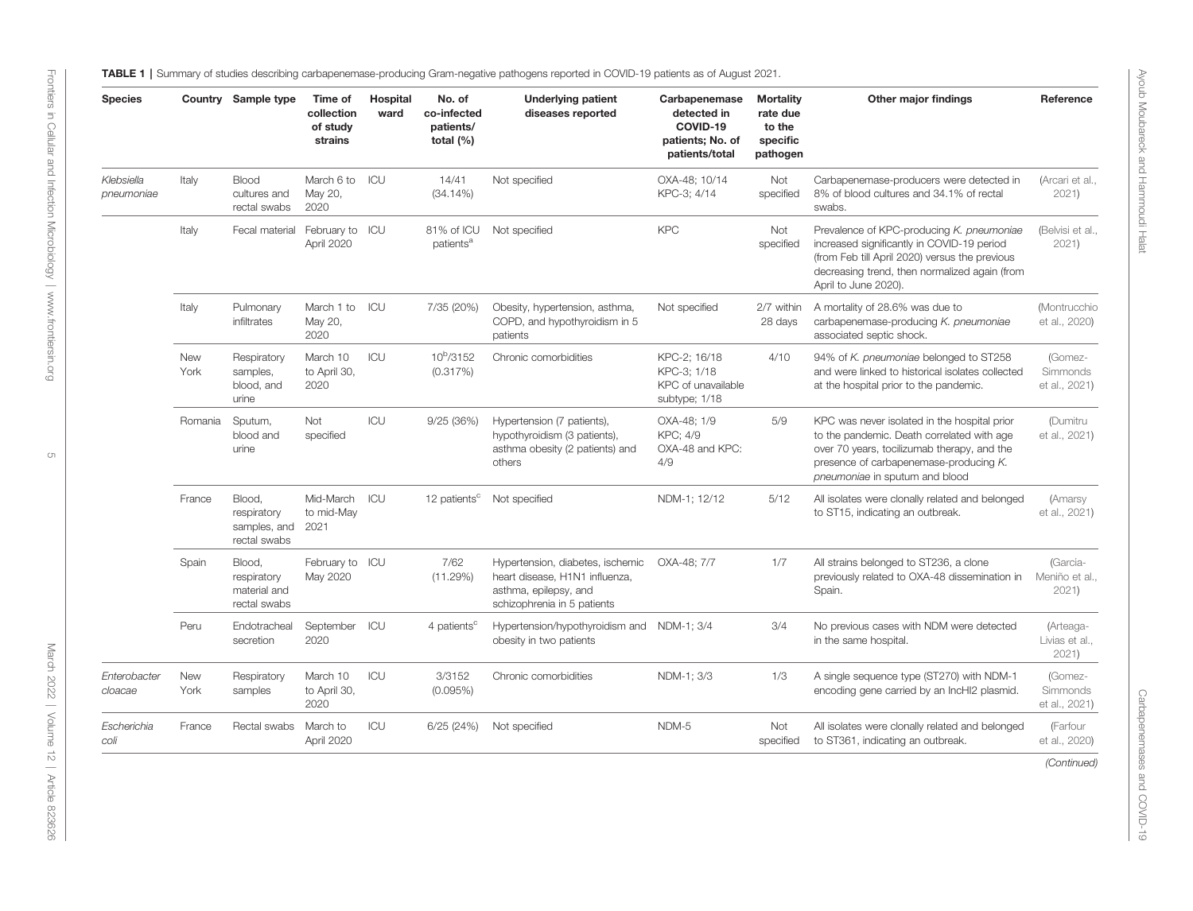**TABLE 1** | Summary of studies describing carbapenemase-producing Gram-negative pathogens reported in COVID-19 patients as of August 2021.

| Species | Country | Sample type | Time of collection of study strains | Hospital ward | No. of co-infected patients/ total (%) | Underlying patient diseases reported | Carbapenemase detected in COVID-19 patients; No. of patients/total | Mortality rate due to the specific pathogen | Other major findings | Reference |
|---|---|---|---|---|---|---|---|---|---|---|
| *Klebsiella pneumoniae* | Italy | Blood cultures and rectal swabs | March 6 to May 20, 2020 | ICU | 14/41 (34.14%) | Not specified | OXA-48; 10/14 KPC-3; 4/14 | Not specified | Carbapenemase-producers were detected in 8% of blood cultures and 34.1% of rectal swabs. | (Arcari et al., 2021) |
| | Italy | Fecal material | February to April 2020 | ICU | 81% of ICU patients[a] | Not specified | KPC | Not specified | Prevalence of KPC-producing *K. pneumoniae* increased significantly in COVID-19 period (from Feb till April 2020) versus the previous decreasing trend, then normalized again (from April to June 2020). | (Belvisi et al., 2021) |
| | Italy | Pulmonary infiltrates | March 1 to May 20, 2020 | ICU | 7/35 (20%) | Obesity, hypertension, asthma, COPD, and hypothyroidism in 5 patients | Not specified | 2/7 within 28 days | A mortality of 28.6% was due to carbapenemase-producing *K. pneumoniae* associated septic shock. | (Montrucchio et al., 2020) |
| | New York | Respiratory samples, blood, and urine | March 10 to April 30, 2020 | ICU | 10[b]/3152 (0.317%) | Chronic comorbidities | KPC-2; 16/18 KPC-3; 1/18 KPC of unavailable subtype; 1/18 | 4/10 | 94% of *K. pneumoniae* belonged to ST258 and were linked to historical isolates collected at the hospital prior to the pandemic. | (Gomez-Simmonds et al., 2021) |
| | Romania | Sputum, blood and urine | Not specified | ICU | 9/25 (36%) | Hypertension (7 patients), hypothyroidism (3 patients), asthma obesity (2 patients) and others | OXA-48; 1/9 KPC; 4/9 OXA-48 and KPC: 4/9 | 5/9 | KPC was never isolated in the hospital prior to the pandemic. Death correlated with age over 70 years, tocilizumab therapy, and the presence of carbapenemase-producing *K. pneumoniae* in sputum and blood | (Dumitru et al., 2021) |
| | France | Blood, respiratory samples, and rectal swabs | Mid-March to mid-May 2021 | ICU | 12 patients[c] | Not specified | NDM-1; 12/12 | 5/12 | All isolates were clonally related and belonged to ST15, indicating an outbreak. | (Amarsy et al., 2021) |
| | Spain | Blood, respiratory material and rectal swabs | February to May 2020 | ICU | 7/62 (11.29%) | Hypertension, diabetes, ischemic heart disease, H1N1 influenza, asthma, epilepsy, and schizophrenia in 5 patients | OXA-48; 7/7 | 1/7 | All strains belonged to ST236, a clone previously related to OXA-48 dissemination in Spain. | (García-Meniño et al., 2021) |
| | Peru | Endotracheal secretion | September 2020 | ICU | 4 patients[c] | Hypertension/hypothyroidism and obesity in two patients | NDM-1; 3/4 | 3/4 | No previous cases with NDM were detected in the same hospital. | (Arteaga-Livias et al., 2021) |
| *Enterobacter cloacae* | New York | Respiratory samples | March 10 to April 30, 2020 | ICU | 3/3152 (0.095%) | Chronic comorbidities | NDM-1; 3/3 | 1/3 | A single sequence type (ST270) with NDM-1 encoding gene carried by an IncHI2 plasmid. | (Gomez-Simmonds et al., 2021) |
| *Escherichia coli* | France | Rectal swabs | March to April 2020 | ICU | 6/25 (24%) | Not specified | NDM-5 | Not specified | All isolates were clonally related and belonged to ST361, indicating an outbreak. | (Farfour et al., 2020) |

*(Continued)*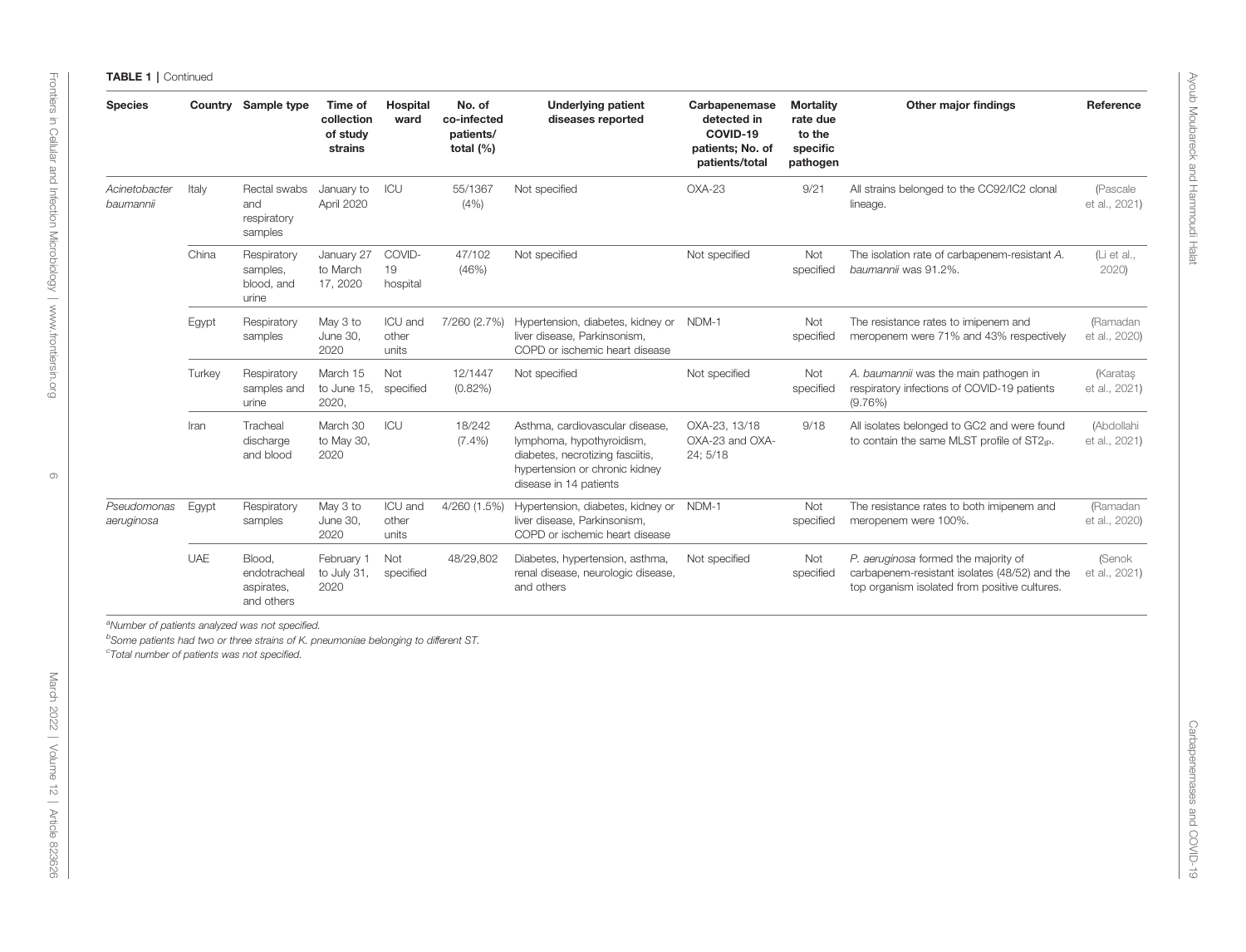**TABLE 1** | Continued

| Species | Country | Sample type | Time of collection of study strains | Hospital ward | No. of co-infected patients/ total (%) | Underlying patient diseases reported | Carbapenemase detected in COVID-19 patients; No. of patients/total | Mortality rate due to the specific pathogen | Other major findings | Reference |
|---|---|---|---|---|---|---|---|---|---|---|
| *Acinetobacter baumannii* | Italy | Rectal swabs and respiratory samples | January to April 2020 | ICU | 55/1367 (4%) | Not specified | OXA-23 | 9/21 | All strains belonged to the CC92/IC2 clonal lineage. | (Pascale et al., 2021) |
| | China | Respiratory samples, blood, and urine | January 27 to March 17, 2020 | COVID-19 hospital | 47/102 (46%) | Not specified | Not specified | Not specified | The isolation rate of carbapenem-resistant *A. baumannii* was 91.2%. | (Li et al., 2020) |
| | Egypt | Respiratory samples | May 3 to June 30, 2020 | ICU and other units | 7/260 (2.7%) | Hypertension, diabetes, kidney or liver disease, Parkinsonism, COPD or ischemic heart disease | NDM-1 | Not specified | The resistance rates to imipenem and meropenem were 71% and 43% respectively | (Ramadan et al., 2020) |
| | Turkey | Respiratory samples and urine | March 15 to June 15, 2020, | Not specified | 12/1447 (0.82%) | Not specified | Not specified | Not specified | *A. baumannii* was the main pathogen in respiratory infections of COVID-19 patients (9.76%) | (Karataş et al., 2021) |
| | Iran | Tracheal discharge and blood | March 30 to May 30, 2020 | ICU | 18/242 (7.4%) | Asthma, cardiovascular disease, lymphoma, hypothyroidism, diabetes, necrotizing fasciitis, hypertension or chronic kidney disease in 14 patients | OXA-23, 13/18 OXA-23 and OXA-24; 5/18 | 9/18 | All isolates belonged to GC2 and were found to contain the same MLST profile of $ST2_{IP}$. | (Abdollahi et al., 2021) |
| *Pseudomonas aeruginosa* | Egypt | Respiratory samples | May 3 to June 30, 2020 | ICU and other units | 4/260 (1.5%) | Hypertension, diabetes, kidney or liver disease, Parkinsonism, COPD or ischemic heart disease | NDM-1 | Not specified | The resistance rates to both imipenem and meropenem were 100%. | (Ramadan et al., 2020) |
| | UAE | Blood, endotracheal aspirates, and others | February 1 to July 31, 2020 | Not specified | 48/29,802 | Diabetes, hypertension, asthma, renal disease, neurologic disease, and others | Not specified | Not specified | *P. aeruginosa* formed the majority of carbapenem-resistant isolates (48/52) and the top organism isolated from positive cultures. | (Senok et al., 2021) |

[a]*Number of patients analyzed was not specified.*
[b]*Some patients had two or three strains of K. pneumoniae belonging to different ST.*
[c]*Total number of patients was not specified.*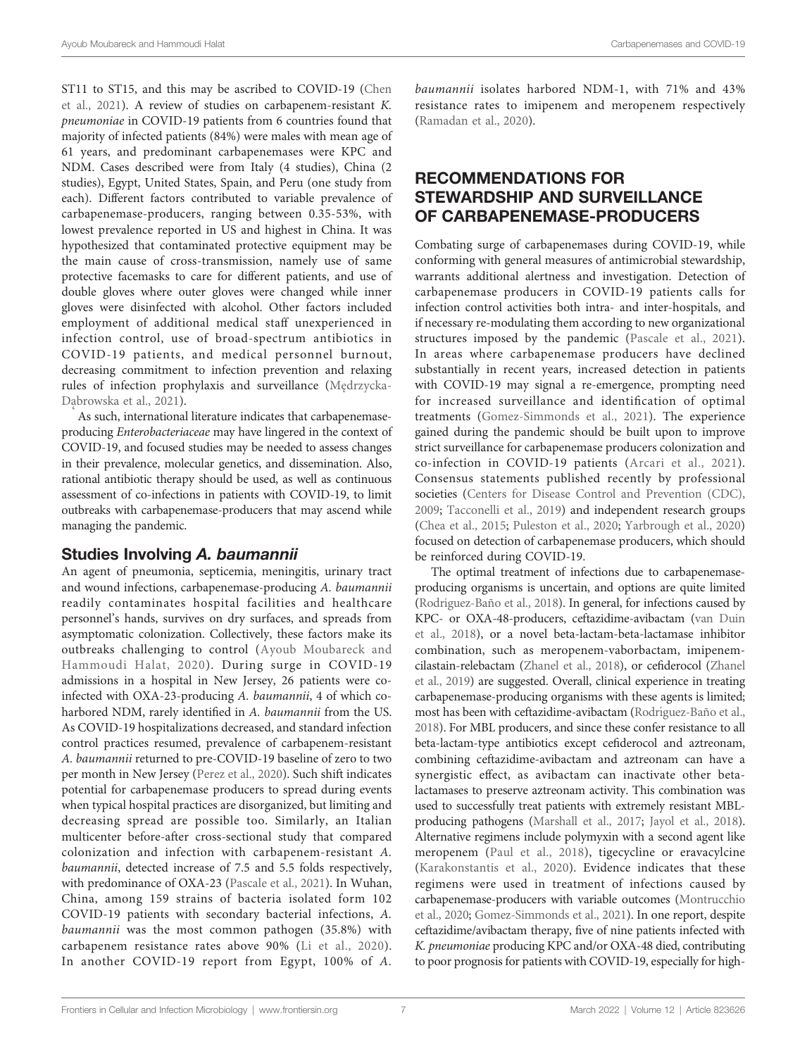ST11 to ST15, and this may be ascribed to COVID-19 (Chen et al., 2021). A review of studies on carbapenem-resistant *K. pneumoniae* in COVID-19 patients from 6 countries found that majority of infected patients (84%) were males with mean age of 61 years, and predominant carbapenemases were KPC and NDM. Cases described were from Italy (4 studies), China (2 studies), Egypt, United States, Spain, and Peru (one study from each). Different factors contributed to variable prevalence of carbapenemase-producers, ranging between 0.35-53%, with lowest prevalence reported in US and highest in China. It was hypothesized that contaminated protective equipment may be the main cause of cross-transmission, namely use of same protective facemasks to care for different patients, and use of double gloves where outer gloves were changed while inner gloves were disinfected with alcohol. Other factors included employment of additional medical staff unexperienced in infection control, use of broad-spectrum antibiotics in COVID-19 patients, and medical personnel burnout, decreasing commitment to infection prevention and relaxing rules of infection prophylaxis and surveillance (Mędrzycka-Dąbrowska et al., 2021).

As such, international literature indicates that carbapenemase-producing *Enterobacteriaceae* may have lingered in the context of COVID-19, and focused studies may be needed to assess changes in their prevalence, molecular genetics, and dissemination. Also, rational antibiotic therapy should be used, as well as continuous assessment of co-infections in patients with COVID-19, to limit outbreaks with carbapenemase-producers that may ascend while managing the pandemic.

### Studies Involving *A. baumannii*

An agent of pneumonia, septicemia, meningitis, urinary tract and wound infections, carbapenemase-producing *A. baumannii* readily contaminates hospital facilities and healthcare personnel's hands, survives on dry surfaces, and spreads from asymptomatic colonization. Collectively, these factors make its outbreaks challenging to control (Ayoub Moubareck and Hammoudi Halat, 2020). During surge in COVID-19 admissions in a hospital in New Jersey, 26 patients were co-infected with OXA-23-producing *A. baumannii*, 4 of which co-harbored NDM, rarely identified in *A. baumannii* from the US. As COVID-19 hospitalizations decreased, and standard infection control practices resumed, prevalence of carbapenem-resistant *A. baumannii* returned to pre-COVID-19 baseline of zero to two per month in New Jersey (Perez et al., 2020). Such shift indicates potential for carbapenemase producers to spread during events when typical hospital practices are disorganized, but limiting and decreasing spread are possible too. Similarly, an Italian multicenter before-after cross-sectional study that compared colonization and infection with carbapenem-resistant *A. baumannii*, detected increase of 7.5 and 5.5 folds respectively, with predominance of OXA-23 (Pascale et al., 2021). In Wuhan, China, among 159 strains of bacteria isolated form 102 COVID-19 patients with secondary bacterial infections, *A. baumannii* was the most common pathogen (35.8%) with carbapenem resistance rates above 90% (Li et al., 2020). In another COVID-19 report from Egypt, 100% of *A. baumannii* isolates harbored NDM-1, with 71% and 43% resistance rates to imipenem and meropenem respectively (Ramadan et al., 2020).

## RECOMMENDATIONS FOR STEWARDSHIP AND SURVEILLANCE OF CARBAPENEMASE-PRODUCERS

Combating surge of carbapenemases during COVID-19, while conforming with general measures of antimicrobial stewardship, warrants additional alertness and investigation. Detection of carbapenemase producers in COVID-19 patients calls for infection control activities both intra- and inter-hospitals, and if necessary re-modulating them according to new organizational structures imposed by the pandemic (Pascale et al., 2021). In areas where carbapenemase producers have declined substantially in recent years, increased detection in patients with COVID-19 may signal a re-emergence, prompting need for increased surveillance and identification of optimal treatments (Gomez-Simmonds et al., 2021). The experience gained during the pandemic should be built upon to improve strict surveillance for carbapenemase producers colonization and co-infection in COVID-19 patients (Arcari et al., 2021). Consensus statements published recently by professional societies (Centers for Disease Control and Prevention (CDC), 2009; Tacconelli et al., 2019) and independent research groups (Chea et al., 2015; Puleston et al., 2020; Yarbrough et al., 2020) focused on detection of carbapenemase producers, which should be reinforced during COVID-19.

The optimal treatment of infections due to carbapenemase-producing organisms is uncertain, and options are quite limited (Rodríguez-Baño et al., 2018). In general, for infections caused by KPC- or OXA-48-producers, ceftazidime-avibactam (van Duin et al., 2018), or a novel beta-lactam-beta-lactamase inhibitor combination, such as meropenem-vaborbactam, imipenem-cilastain-relebactam (Zhanel et al., 2018), or cefiderocol (Zhanel et al., 2019) are suggested. Overall, clinical experience in treating carbapenemase-producing organisms with these agents is limited; most has been with ceftazidime-avibactam (Rodríguez-Baño et al., 2018). For MBL producers, and since these confer resistance to all beta-lactam-type antibiotics except cefiderocol and aztreonam, combining ceftazidime-avibactam and aztreonam can have a synergistic effect, as avibactam can inactivate other beta-lactamases to preserve aztreonam activity. This combination was used to successfully treat patients with extremely resistant MBL-producing pathogens (Marshall et al., 2017; Jayol et al., 2018). Alternative regimens include polymyxin with a second agent like meropenem (Paul et al., 2018), tigecycline or eravacylcine (Karakonstantis et al., 2020). Evidence indicates that these regimens were used in treatment of infections caused by carbapenemase-producers with variable outcomes (Montrucchio et al., 2020; Gomez-Simmonds et al., 2021). In one report, despite ceftazidime/avibactam therapy, five of nine patients infected with *K. pneumoniae* producing KPC and/or OXA-48 died, contributing to poor prognosis for patients with COVID-19, especially for high-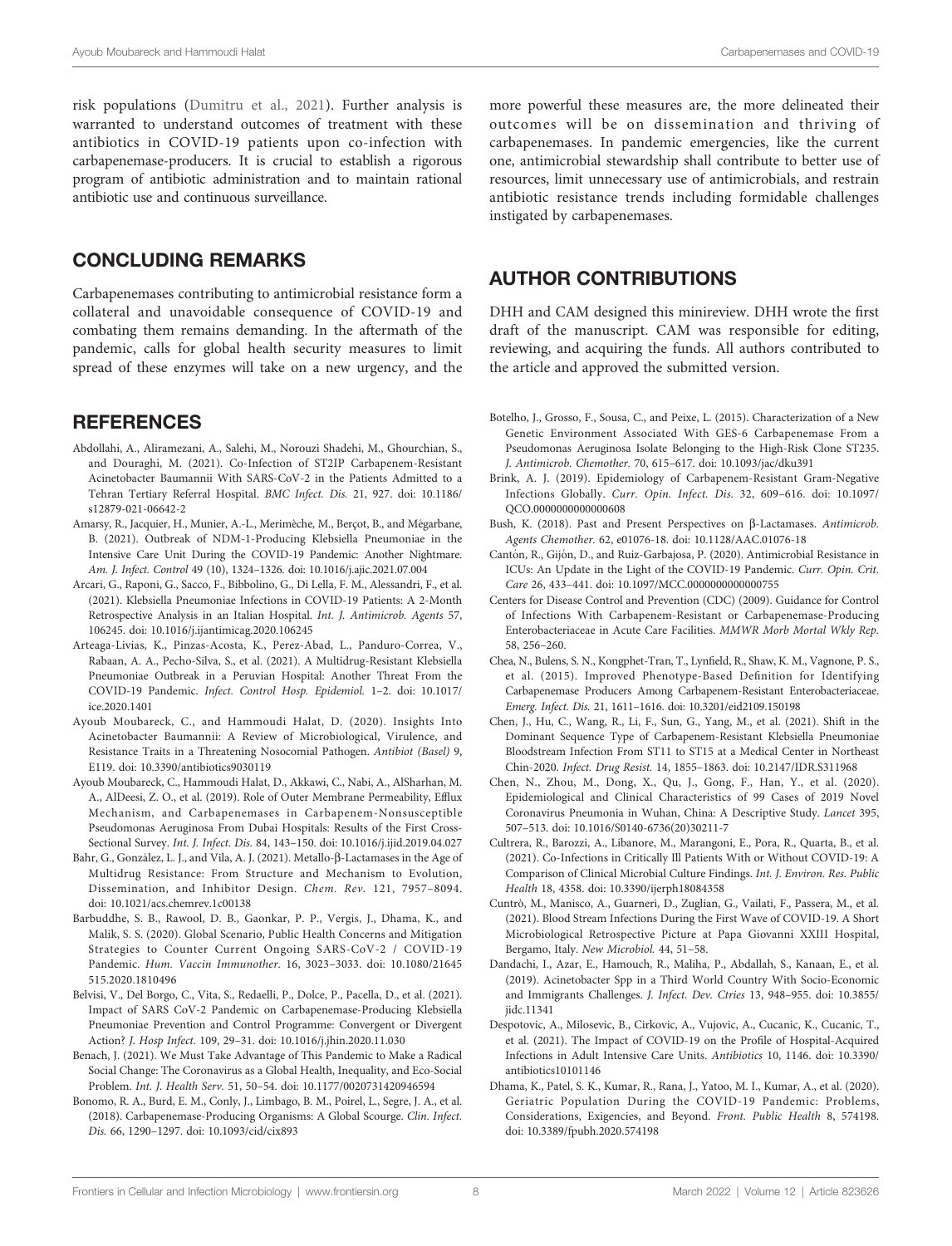risk populations (Dumitru et al., 2021). Further analysis is warranted to understand outcomes of treatment with these antibiotics in COVID-19 patients upon co-infection with carbapenemase-producers. It is crucial to establish a rigorous program of antibiotic administration and to maintain rational antibiotic use and continuous surveillance.

## CONCLUDING REMARKS

Carbapenemases contributing to antimicrobial resistance form a collateral and unavoidable consequence of COVID-19 and combating them remains demanding. In the aftermath of the pandemic, calls for global health security measures to limit spread of these enzymes will take on a new urgency, and the more powerful these measures are, the more delineated their outcomes will be on dissemination and thriving of carbapenemases. In pandemic emergencies, like the current one, antimicrobial stewardship shall contribute to better use of resources, limit unnecessary use of antimicrobials, and restrain antibiotic resistance trends including formidable challenges instigated by carbapenemases.

## AUTHOR CONTRIBUTIONS

DHH and CAM designed this minireview. DHH wrote the first draft of the manuscript. CAM was responsible for editing, reviewing, and acquiring the funds. All authors contributed to the article and approved the submitted version.

## REFERENCES

Abdollahi, A., Aliramezani, A., Salehi, M., Norouzi Shadehi, M., Ghourchian, S., and Douraghi, M. (2021). Co-Infection of ST2IP Carbapenem-Resistant Acinetobacter Baumannii With SARS-CoV-2 in the Patients Admitted to a Tehran Tertiary Referral Hospital. *BMC Infect. Dis.* 21, 927. doi: 10.1186/s12879-021-06642-2

Amarsy, R., Jacquier, H., Munier, A.-L., Merimèche, M., Berçot, B., and Mégarbane, B. (2021). Outbreak of NDM-1-Producing Klebsiella Pneumoniae in the Intensive Care Unit During the COVID-19 Pandemic: Another Nightmare. *Am. J. Infect. Control* 49 (10), 1324–1326. doi: 10.1016/j.ajic.2021.07.004

Arcari, G., Raponi, G., Sacco, F., Bibbolino, G., Di Lella, F. M., Alessandri, F., et al. (2021). Klebsiella Pneumoniae Infections in COVID-19 Patients: A 2-Month Retrospective Analysis in an Italian Hospital. *Int. J. Antimicrob. Agents* 57, 106245. doi: 10.1016/j.ijantimicag.2020.106245

Arteaga-Livias, K., Pinzas-Acosta, K., Perez-Abad, L., Panduro-Correa, V., Rabaan, A. A., Pecho-Silva, S., et al. (2021). A Multidrug-Resistant Klebsiella Pneumoniae Outbreak in a Peruvian Hospital: Another Threat From the COVID-19 Pandemic. *Infect. Control Hosp. Epidemiol.* 1–2. doi: 10.1017/ice.2020.1401

Ayoub Moubareck, C., and Hammoudi Halat, D. (2020). Insights Into Acinetobacter Baumannii: A Review of Microbiological, Virulence, and Resistance Traits in a Threatening Nosocomial Pathogen. *Antibiot (Basel)* 9, E119. doi: 10.3390/antibiotics9030119

Ayoub Moubareck, C., Hammoudi Halat, D., Akkawi, C., Nabi, A., AlSharhan, M. A., AlDeesi, Z. O., et al. (2019). Role of Outer Membrane Permeability, Efflux Mechanism, and Carbapenemases in Carbapenem-Nonsusceptible Pseudomonas Aeruginosa From Dubai Hospitals: Results of the First Cross-Sectional Survey. *Int. J. Infect. Dis.* 84, 143–150. doi: 10.1016/j.ijid.2019.04.027

Bahr, G., González, L. J., and Vila, A. J. (2021). Metallo-β-Lactamases in the Age of Multidrug Resistance: From Structure and Mechanism to Evolution, Dissemination, and Inhibitor Design. *Chem. Rev.* 121, 7957–8094. doi: 10.1021/acs.chemrev.1c00138

Barbuddhe, S. B., Rawool, D. B., Gaonkar, P. P., Vergis, J., Dhama, K., and Malik, S. S. (2020). Global Scenario, Public Health Concerns and Mitigation Strategies to Counter Current Ongoing SARS-CoV-2 / COVID-19 Pandemic. *Hum. Vaccin Immunother.* 16, 3023–3033. doi: 10.1080/21645515.2020.1810496

Belvisi, V., Del Borgo, C., Vita, S., Redaelli, P., Dolce, P., Pacella, D., et al. (2021). Impact of SARS CoV-2 Pandemic on Carbapenemase-Producing Klebsiella Pneumoniae Prevention and Control Programme: Convergent or Divergent Action? *J. Hosp Infect.* 109, 29–31. doi: 10.1016/j.jhin.2020.11.030

Benach, J. (2021). We Must Take Advantage of This Pandemic to Make a Radical Social Change: The Coronavirus as a Global Health, Inequality, and Eco-Social Problem. *Int. J. Health Serv.* 51, 50–54. doi: 10.1177/0020731420946594

Bonomo, R. A., Burd, E. M., Conly, J., Limbago, B. M., Poirel, L., Segre, J. A., et al. (2018). Carbapenemase-Producing Organisms: A Global Scourge. *Clin. Infect. Dis.* 66, 1290–1297. doi: 10.1093/cid/cix893

Botelho, J., Grosso, F., Sousa, C., and Peixe, L. (2015). Characterization of a New Genetic Environment Associated With GES-6 Carbapenemase From a Pseudomonas Aeruginosa Isolate Belonging to the High-Risk Clone ST235. *J. Antimicrob. Chemother.* 70, 615–617. doi: 10.1093/jac/dku391

Brink, A. J. (2019). Epidemiology of Carbapenem-Resistant Gram-Negative Infections Globally. *Curr. Opin. Infect. Dis.* 32, 609–616. doi: 10.1097/QCO.0000000000000608

Bush, K. (2018). Past and Present Perspectives on β-Lactamases. *Antimicrob. Agents Chemother.* 62, e01076-18. doi: 10.1128/AAC.01076-18

Cantón, R., Gijón, D., and Ruiz-Garbajosa, P. (2020). Antimicrobial Resistance in ICUs: An Update in the Light of the COVID-19 Pandemic. *Curr. Opin. Crit. Care* 26, 433–441. doi: 10.1097/MCC.0000000000000755

Centers for Disease Control and Prevention (CDC) (2009). Guidance for Control of Infections With Carbapenem-Resistant or Carbapenemase-Producing Enterobacteriaceae in Acute Care Facilities. *MMWR Morb Mortal Wkly Rep.* 58, 256–260.

Chea, N., Bulens, S. N., Kongphet-Tran, T., Lynfield, R., Shaw, K. M., Vagnone, P. S., et al. (2015). Improved Phenotype-Based Definition for Identifying Carbapenemase Producers Among Carbapenem-Resistant Enterobacteriaceae. *Emerg. Infect. Dis.* 21, 1611–1616. doi: 10.3201/eid2109.150198

Chen, J., Hu, C., Wang, R., Li, F., Sun, G., Yang, M., et al. (2021). Shift in the Dominant Sequence Type of Carbapenem-Resistant Klebsiella Pneumoniae Bloodstream Infection From ST11 to ST15 at a Medical Center in Northeast Chin-2020. *Infect. Drug Resist.* 14, 1855–1863. doi: 10.2147/IDR.S311968

Chen, N., Zhou, M., Dong, X., Qu, J., Gong, F., Han, Y., et al. (2020). Epidemiological and Clinical Characteristics of 99 Cases of 2019 Novel Coronavirus Pneumonia in Wuhan, China: A Descriptive Study. *Lancet* 395, 507–513. doi: 10.1016/S0140-6736(20)30211-7

Cultrera, R., Barozzi, A., Libanore, M., Marangoni, E., Pora, R., Quarta, B., et al. (2021). Co-Infections in Critically Ill Patients With or Without COVID-19: A Comparison of Clinical Microbial Culture Findings. *Int. J. Environ. Res. Public Health* 18, 4358. doi: 10.3390/ijerph18084358

Cuntrò, M., Manisco, A., Guarneri, D., Zuglian, G., Vailati, F., Passera, M., et al. (2021). Blood Stream Infections During the First Wave of COVID-19. A Short Microbiological Retrospective Picture at Papa Giovanni XXIII Hospital, Bergamo, Italy. *New Microbiol.* 44, 51–58.

Dandachi, I., Azar, E., Hamouch, R., Maliha, P., Abdallah, S., Kanaan, E., et al. (2019). Acinetobacter Spp in a Third World Country With Socio-Economic and Immigrants Challenges. *J. Infect. Dev. Ctries* 13, 948–955. doi: 10.3855/jidc.11341

Despotovic, A., Milosevic, B., Cirkovic, A., Vujovic, A., Cucanic, K., Cucanic, T., et al. (2021). The Impact of COVID-19 on the Profile of Hospital-Acquired Infections in Adult Intensive Care Units. *Antibiotics* 10, 1146. doi: 10.3390/antibiotics10101146

Dhama, K., Patel, S. K., Kumar, R., Rana, J., Yatoo, M. I., Kumar, A., et al. (2020). Geriatric Population During the COVID-19 Pandemic: Problems, Considerations, Exigencies, and Beyond. *Front. Public Health* 8, 574198. doi: 10.3389/fpubh.2020.574198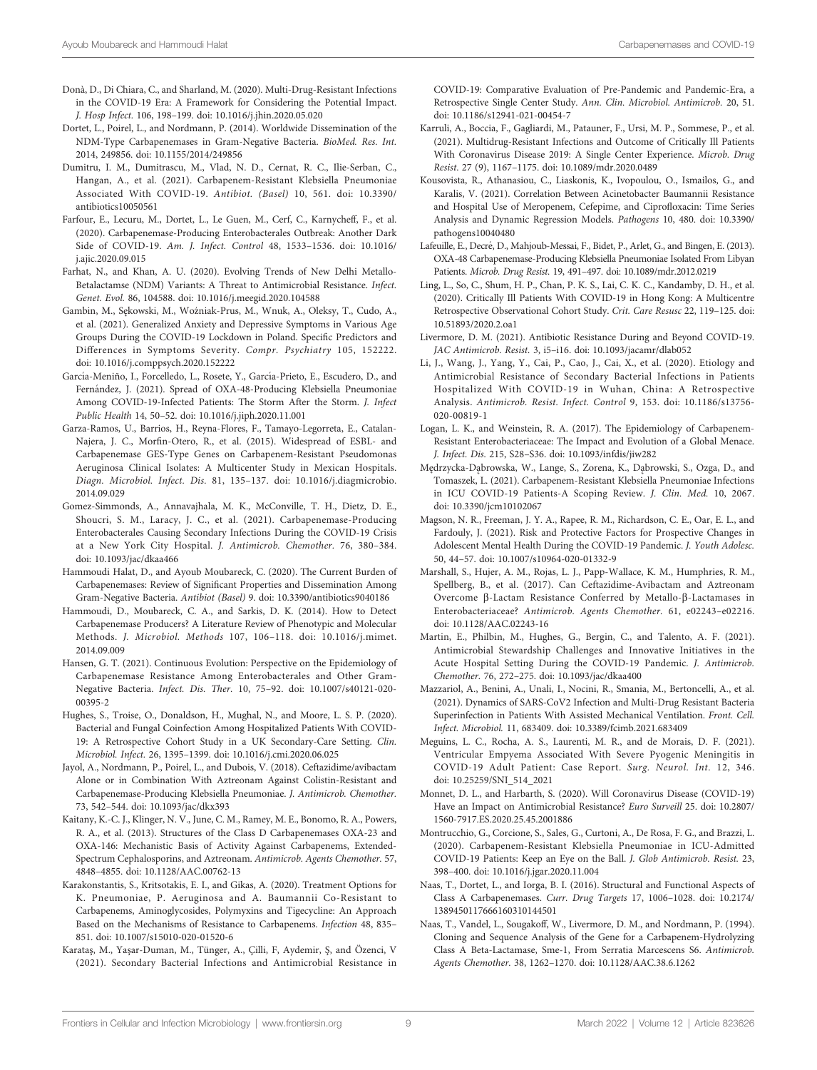Donà, D., Di Chiara, C., and Sharland, M. (2020). Multi-Drug-Resistant Infections in the COVID-19 Era: A Framework for Considering the Potential Impact. *J. Hosp Infect.* 106, 198–199. doi: 10.1016/j.jhin.2020.05.020

Dortet, L., Poirel, L., and Nordmann, P. (2014). Worldwide Dissemination of the NDM-Type Carbapenemases in Gram-Negative Bacteria. *BioMed. Res. Int.* 2014, 249856. doi: 10.1155/2014/249856

Dumitru, I. M., Dumitrascu, M., Vlad, N. D., Cernat, R. C., Ilie-Serban, C., Hangan, A., et al. (2021). Carbapenem-Resistant Klebsiella Pneumoniae Associated With COVID-19. *Antibiot. (Basel)* 10, 561. doi: 10.3390/antibiotics10050561

Farfour, E., Lecuru, M., Dortet, L., Le Guen, M., Cerf, C., Karnycheff, F., et al. (2020). Carbapenemase-Producing Enterobacterales Outbreak: Another Dark Side of COVID-19. *Am. J. Infect. Control* 48, 1533–1536. doi: 10.1016/j.ajic.2020.09.015

Farhat, N., and Khan, A. U. (2020). Evolving Trends of New Delhi Metallo-Betalactamse (NDM) Variants: A Threat to Antimicrobial Resistance. *Infect. Genet. Evol.* 86, 104588. doi: 10.1016/j.meegid.2020.104588

Gambin, M., Sękowski, M., Woźniak-Prus, M., Wnuk, A., Oleksy, T., Cudo, A., et al. (2021). Generalized Anxiety and Depressive Symptoms in Various Age Groups During the COVID-19 Lockdown in Poland. Specific Predictors and Differences in Symptoms Severity. *Compr. Psychiatry* 105, 152222. doi: 10.1016/j.comppsych.2020.152222

García-Meniño, I., Forcelledo, L., Rosete, Y., García-Prieto, E., Escudero, D., and Fernández, J. (2021). Spread of OXA-48-Producing Klebsiella Pneumoniae Among COVID-19-Infected Patients: The Storm After the Storm. *J. Infect Public Health* 14, 50–52. doi: 10.1016/j.jiph.2020.11.001

Garza-Ramos, U., Barrios, H., Reyna-Flores, F., Tamayo-Legorreta, E., Catalan-Najera, J. C., Morfin-Otero, R., et al. (2015). Widespread of ESBL- and Carbapenemase GES-Type Genes on Carbapenem-Resistant Pseudomonas Aeruginosa Clinical Isolates: A Multicenter Study in Mexican Hospitals. *Diagn. Microbiol. Infect. Dis.* 81, 135–137. doi: 10.1016/j.diagmicrobio.2014.09.029

Gomez-Simmonds, A., Annavajhala, M. K., McConville, T. H., Dietz, D. E., Shoucri, S. M., Laracy, J. C., et al. (2021). Carbapenemase-Producing Enterobacterales Causing Secondary Infections During the COVID-19 Crisis at a New York City Hospital. *J. Antimicrob. Chemother.* 76, 380–384. doi: 10.1093/jac/dkaa466

Hammoudi Halat, D., and Ayoub Moubareck, C. (2020). The Current Burden of Carbapenemases: Review of Significant Properties and Dissemination Among Gram-Negative Bacteria. *Antibiot (Basel)* 9. doi: 10.3390/antibiotics9040186

Hammoudi, D., Moubareck, C. A., and Sarkis, D. K. (2014). How to Detect Carbapenemase Producers? A Literature Review of Phenotypic and Molecular Methods. *J. Microbiol. Methods* 107, 106–118. doi: 10.1016/j.mimet.2014.09.009

Hansen, G. T. (2021). Continuous Evolution: Perspective on the Epidemiology of Carbapenemase Resistance Among Enterobacterales and Other Gram-Negative Bacteria. *Infect. Dis. Ther.* 10, 75–92. doi: 10.1007/s40121-020-00395-2

Hughes, S., Troise, O., Donaldson, H., Mughal, N., and Moore, L. S. P. (2020). Bacterial and Fungal Coinfection Among Hospitalized Patients With COVID-19: A Retrospective Cohort Study in a UK Secondary-Care Setting. *Clin. Microbiol. Infect.* 26, 1395–1399. doi: 10.1016/j.cmi.2020.06.025

Jayol, A., Nordmann, P., Poirel, L., and Dubois, V. (2018). Ceftazidime/avibactam Alone or in Combination With Aztreonam Against Colistin-Resistant and Carbapenemase-Producing Klebsiella Pneumoniae. *J. Antimicrob. Chemother.* 73, 542–544. doi: 10.1093/jac/dkx393

Kaitany, K.-C. J., Klinger, N. V., June, C. M., Ramey, M. E., Bonomo, R. A., Powers, R. A., et al. (2013). Structures of the Class D Carbapenemases OXA-23 and OXA-146: Mechanistic Basis of Activity Against Carbapenems, Extended-Spectrum Cephalosporins, and Aztreonam. *Antimicrob. Agents Chemother.* 57, 4848–4855. doi: 10.1128/AAC.00762-13

Karakonstantis, S., Kritsotakis, E. I., and Gikas, A. (2020). Treatment Options for K. Pneumoniae, P. Aeruginosa and A. Baumannii Co-Resistant to Carbapenems, Aminoglycosides, Polymyxins and Tigecycline: An Approach Based on the Mechanisms of Resistance to Carbapenems. *Infection* 48, 835–851. doi: 10.1007/s15010-020-01520-6

Karataş, M., Yaşar-Duman, M., Tünger, A., Çilli, F, Aydemir, Ş, and Özenci, V (2021). Secondary Bacterial Infections and Antimicrobial Resistance in COVID-19: Comparative Evaluation of Pre-Pandemic and Pandemic-Era, a Retrospective Single Center Study. *Ann. Clin. Microbiol. Antimicrob.* 20, 51. doi: 10.1186/s12941-021-00454-7

Karruli, A., Boccia, F., Gagliardi, M., Patauner, F., Ursi, M. P., Sommese, P., et al. (2021). Multidrug-Resistant Infections and Outcome of Critically Ill Patients With Coronavirus Disease 2019: A Single Center Experience. *Microb. Drug Resist.* 27 (9), 1167–1175. doi: 10.1089/mdr.2020.0489

Kousovista, R., Athanasiou, C., Liaskonis, K., Ivopoulou, O., Ismailos, G., and Karalis, V. (2021). Correlation Between Acinetobacter Baumannii Resistance and Hospital Use of Meropenem, Cefepime, and Ciprofloxacin: Time Series Analysis and Dynamic Regression Models. *Pathogens* 10, 480. doi: 10.3390/pathogens10040480

Lafeuille, E., Decré, D., Mahjoub-Messai, F., Bidet, P., Arlet, G., and Bingen, E. (2013). OXA-48 Carbapenemase-Producing Klebsiella Pneumoniae Isolated From Libyan Patients. *Microb. Drug Resist.* 19, 491–497. doi: 10.1089/mdr.2012.0219

Ling, L., So, C., Shum, H. P., Chan, P. K. S., Lai, C. K. C., Kandamby, D. H., et al. (2020). Critically Ill Patients With COVID-19 in Hong Kong: A Multicentre Retrospective Observational Cohort Study. *Crit. Care Resusc* 22, 119–125. doi: 10.51893/2020.2.oa1

Livermore, D. M. (2021). Antibiotic Resistance During and Beyond COVID-19. *JAC Antimicrob. Resist.* 3, i5–i16. doi: 10.1093/jacamr/dlab052

Li, J., Wang, J., Yang, Y., Cai, P., Cao, J., Cai, X., et al. (2020). Etiology and Antimicrobial Resistance of Secondary Bacterial Infections in Patients Hospitalized With COVID-19 in Wuhan, China: A Retrospective Analysis. *Antimicrob. Resist. Infect. Control* 9, 153. doi: 10.1186/s13756-020-00819-1

Logan, L. K., and Weinstein, R. A. (2017). The Epidemiology of Carbapenem-Resistant Enterobacteriaceae: The Impact and Evolution of a Global Menace. *J. Infect. Dis.* 215, S28–S36. doi: 10.1093/infdis/jiw282

Mędrzycka-Dąbrowska, W., Lange, S., Zorena, K., Dąbrowski, S., Ozga, D., and Tomaszek, L. (2021). Carbapenem-Resistant Klebsiella Pneumoniae Infections in ICU COVID-19 Patients-A Scoping Review. *J. Clin. Med.* 10, 2067. doi: 10.3390/jcm10102067

Magson, N. R., Freeman, J. Y. A., Rapee, R. M., Richardson, C. E., Oar, E. L., and Fardouly, J. (2021). Risk and Protective Factors for Prospective Changes in Adolescent Mental Health During the COVID-19 Pandemic. *J. Youth Adolesc.* 50, 44–57. doi: 10.1007/s10964-020-01332-9

Marshall, S., Hujer, A. M., Rojas, L. J., Papp-Wallace, K. M., Humphries, R. M., Spellberg, B., et al. (2017). Can Ceftazidime-Avibactam and Aztreonam Overcome β-Lactam Resistance Conferred by Metallo-β-Lactamases in Enterobacteriaceae? *Antimicrob. Agents Chemother.* 61, e02243–e02216. doi: 10.1128/AAC.02243-16

Martin, E., Philbin, M., Hughes, G., Bergin, C., and Talento, A. F. (2021). Antimicrobial Stewardship Challenges and Innovative Initiatives in the Acute Hospital Setting During the COVID-19 Pandemic. *J. Antimicrob. Chemother.* 76, 272–275. doi: 10.1093/jac/dkaa400

Mazzariol, A., Benini, A., Unali, I., Nocini, R., Smania, M., Bertoncelli, A., et al. (2021). Dynamics of SARS-CoV2 Infection and Multi-Drug Resistant Bacteria Superinfection in Patients With Assisted Mechanical Ventilation. *Front. Cell. Infect. Microbiol.* 11, 683409. doi: 10.3389/fcimb.2021.683409

Meguins, L. C., Rocha, A. S., Laurenti, M. R., and de Morais, D. F. (2021). Ventricular Empyema Associated With Severe Pyogenic Meningitis in COVID-19 Adult Patient: Case Report. *Surg. Neurol. Int.* 12, 346. doi: 10.25259/SNI_514_2021

Monnet, D. L., and Harbarth, S. (2020). Will Coronavirus Disease (COVID-19) Have an Impact on Antimicrobial Resistance? *Euro Surveill* 25. doi: 10.2807/1560-7917.ES.2020.25.45.2001886

Montrucchio, G., Corcione, S., Sales, G., Curtoni, A., De Rosa, F. G., and Brazzi, L. (2020). Carbapenem-Resistant Klebsiella Pneumoniae in ICU-Admitted COVID-19 Patients: Keep an Eye on the Ball. *J. Glob Antimicrob. Resist.* 23, 398–400. doi: 10.1016/j.jgar.2020.11.004

Naas, T., Dortet, L., and Iorga, B. I. (2016). Structural and Functional Aspects of Class A Carbapenemases. *Curr. Drug Targets* 17, 1006–1028. doi: 10.2174/1389450117666160310144501

Naas, T., Vandel, L., Sougakoff, W., Livermore, D. M., and Nordmann, P. (1994). Cloning and Sequence Analysis of the Gene for a Carbapenem-Hydrolyzing Class A Beta-Lactamase, Sme-1, From Serratia Marcescens S6. *Antimicrob. Agents Chemother.* 38, 1262–1270. doi: 10.1128/AAC.38.6.1262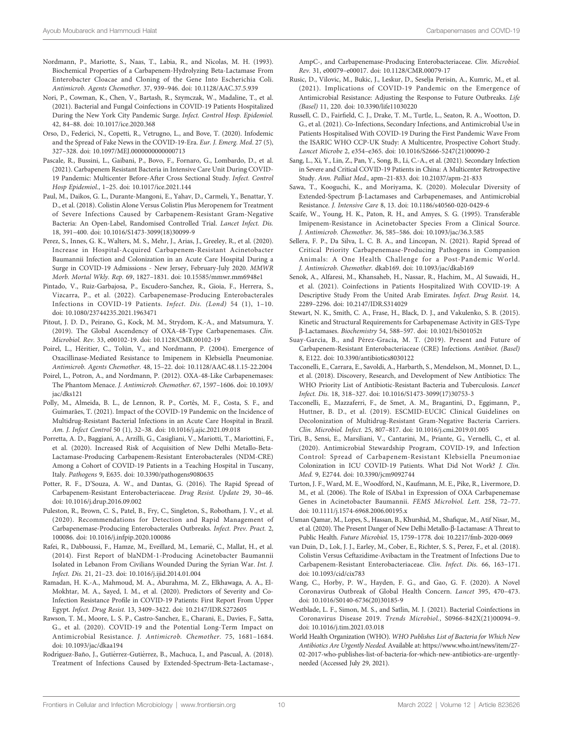Nordmann, P., Mariotte, S., Naas, T., Labia, R., and Nicolas, M. H. (1993). Biochemical Properties of a Carbapenem-Hydrolyzing Beta-Lactamase From Enterobacter Cloacae and Cloning of the Gene Into Escherichia Coli. *Antimicrob. Agents Chemother.* 37, 939–946. doi: 10.1128/AAC.37.5.939

Nori, P., Cowman, K., Chen, V., Bartash, R., Szymczak, W., Madaline, T., et al. (2021). Bacterial and Fungal Coinfections in COVID-19 Patients Hospitalized During the New York City Pandemic Surge. *Infect. Control Hosp. Epidemiol.* 42, 84–88. doi: 10.1017/ice.2020.368

Orso, D., Federici, N., Copetti, R., Vetrugno, L., and Bove, T. (2020). Infodemic and the Spread of Fake News in the COVID-19-Era. *Eur. J. Emerg. Med*. 27 (5), 327–328. doi: 10.1097/MEJ.0000000000000713

Pascale, R., Bussini, L., Gaibani, P., Bovo, F., Fornaro, G., Lombardo, D., et al. (2021). Carbapenem Resistant Bacteria in Intensive Care Unit During COVID-19 Pandemic: Multicenter Before-After Cross Sectional Study. *Infect. Control Hosp Epidemiol.*, 1–25. doi: 10.1017/ice.2021.144

Paul, M., Daikos, G. L., Durante-Mangoni, E., Yahav, D., Carmeli, Y., Benattar, Y. D., et al. (2018). Colistin Alone Versus Colistin Plus Meropenem for Treatment of Severe Infections Caused by Carbapenem-Resistant Gram-Negative Bacteria: An Open-Label, Randomised Controlled Trial. *Lancet Infect. Dis.* 18, 391–400. doi: 10.1016/S1473-3099(18)30099-9

Perez, S., Innes, G. K., Walters, M. S., Mehr, J., Arias, J., Greeley, R., et al. (2020). Increase in Hospital-Acquired Carbapenem-Resistant Acinetobacter Baumannii Infection and Colonization in an Acute Care Hospital During a Surge in COVID-19 Admissions - New Jersey, February-July 2020. *MMWR Morb. Mortal Wkly. Rep.* 69, 1827–1831. doi: 10.15585/mmwr.mm6948e1

Pintado, V., Ruiz-Garbajosa, P., Escudero-Sanchez, R., Gioia, F., Herrera, S., Vizcarra, P., et al. (2022). Carbapenemase-Producing Enterobacterales Infections in COVID-19 Patients. *Infect. Dis. (Lond)* 54 (1), 1–10. doi: 10.1080/23744235.2021.1963471

Pitout, J. D. D., Peirano, G., Kock, M. M., Strydom, K.-A., and Matsumura, Y. (2019). The Global Ascendency of OXA-48-Type Carbapenemases. *Clin. Microbiol. Rev.* 33, e00102-19. doi: 10.1128/CMR.00102-19

Poirel, L., Héritier, C., Tolün, V., and Nordmann, P. (2004). Emergence of Oxacillinase-Mediated Resistance to Imipenem in Klebsiella Pneumoniae. *Antimicrob. Agents Chemother.* 48, 15–22. doi: 10.1128/AAC.48.1.15-22.2004

Poirel, L., Potron, A., and Nordmann, P. (2012). OXA-48-Like Carbapenemases: The Phantom Menace. *J. Antimicrob. Chemother.* 67, 1597–1606. doi: 10.1093/jac/dks121

Polly, M., Almeida, B. L., de Lennon, R. P., Cortês, M. F., Costa, S. F., and Guimarães, T. (2021). Impact of the COVID-19 Pandemic on the Incidence of Multidrug-Resistant Bacterial Infections in an Acute Care Hospital in Brazil. *Am. J. Infect Control* 50 (1), 32–38. doi: 10.1016/j.ajic.2021.09.018

Porretta, A. D., Baggiani, A., Arzilli, G., Casigliani, V., Mariotti, T., Mariottini, F., et al. (2020). Increased Risk of Acquisition of New Delhi Metallo-Beta-Lactamase-Producing Carbapenem-Resistant Enterobacterales (NDM-CRE) Among a Cohort of COVID-19 Patients in a Teaching Hospital in Tuscany, Italy. *Pathogens* 9, E635. doi: 10.3390/pathogens9080635

Potter, R. F., D'Souza, A. W., and Dantas, G. (2016). The Rapid Spread of Carbapenem-Resistant Enterobacteriaceae. *Drug Resist. Update* 29, 30–46. doi: 10.1016/j.drup.2016.09.002

Puleston, R., Brown, C. S., Patel, B., Fry, C., Singleton, S., Robotham, J. V., et al. (2020). Recommendations for Detection and Rapid Management of Carbapenemase-Producing Enterobacterales Outbreaks. *Infect. Prev. Pract.* 2, 100086. doi: 10.1016/j.infpip.2020.100086

Rafei, R., Dabboussi, F., Hamze, M., Eveillard, M., Lemarié, C., Mallat, H., et al. (2014). First Report of blaNDM-1-Producing Acinetobacter Baumannii Isolated in Lebanon From Civilians Wounded During the Syrian War. *Int. J. Infect. Dis.* 21, 21–23. doi: 10.1016/j.ijid.2014.01.004

Ramadan, H. K.-A., Mahmoud, M. A., Aburahma, M. Z., Elkhawaga, A. A., El-Mokhtar, M. A., Sayed, I. M., et al. (2020). Predictors of Severity and Co-Infection Resistance Profile in COVID-19 Patients: First Report From Upper Egypt. *Infect. Drug Resist.* 13, 3409–3422. doi: 10.2147/IDR.S272605

Rawson, T. M., Moore, L. S. P., Castro-Sanchez, E., Charani, E., Davies, F., Satta, G., et al. (2020). COVID-19 and the Potential Long-Term Impact on Antimicrobial Resistance. *J. Antimicrob. Chemother.* 75, 1681–1684. doi: 10.1093/jac/dkaa194

Rodríguez-Baño, J., Gutiérrez-Gutiérrez, B., Machuca, I., and Pascual, A. (2018). Treatment of Infections Caused by Extended-Spectrum-Beta-Lactamase-, AmpC-, and Carbapenemase-Producing Enterobacteriaceae. *Clin. Microbiol. Rev.* 31, e00079–e00017. doi: 10.1128/CMR.00079-17

Rusic, D., Vilovic, M., Bukic, J., Leskur, D., Seselja Perisin, A., Kumric, M., et al. (2021). Implications of COVID-19 Pandemic on the Emergence of Antimicrobial Resistance: Adjusting the Response to Future Outbreaks. *Life (Basel)* 11, 220. doi: 10.3390/life11030220

Russell, C. D., Fairfield, C. J., Drake, T. M., Turtle, L., Seaton, R. A., Wootton, D. G., et al. (2021). Co-Infections, Secondary Infections, and Antimicrobial Use in Patients Hospitalised With COVID-19 During the First Pandemic Wave From the ISARIC WHO CCP-UK Study: A Multicentre, Prospective Cohort Study. *Lancet Microbe* 2, e354–e365. doi: 10.1016/S2666-5247(21)00090-2

Sang, L., Xi, Y., Lin, Z., Pan, Y., Song, B., Li, C.-A., et al. (2021). Secondary Infection in Severe and Critical COVID-19 Patients in China: A Multicenter Retrospective Study. *Ann. Palliat Med.*, apm–21-833. doi: 10.21037/apm-21-833

Sawa, T., Kooguchi, K., and Moriyama, K. (2020). Molecular Diversity of Extended-Spectrum β-Lactamases and Carbapenemases, and Antimicrobial Resistance. *J. Intensive Care* 8, 13. doi: 10.1186/s40560-020-0429-6

Scaife, W., Young, H. K., Paton, R. H., and Amyes, S. G. (1995). Transferable Imipenem-Resistance in Acinetobacter Species From a Clinical Source. *J. Antimicrob. Chemother.* 36, 585–586. doi: 10.1093/jac/36.3.585

Sellera, F. P., Da Silva, L. C. B. A., and Lincopan, N. (2021). Rapid Spread of Critical Priority Carbapenemase-Producing Pathogens in Companion Animals: A One Health Challenge for a Post-Pandemic World. *J. Antimicrob. Chemother.* dkab169. doi: 10.1093/jac/dkab169

Senok, A., Alfaresi, M., Khansaheb, H., Nassar, R., Hachim, M., Al Suwaidi, H., et al. (2021). Coinfections in Patients Hospitalized With COVID-19: A Descriptive Study From the United Arab Emirates. *Infect. Drug Resist.* 14, 2289–2296. doi: 10.2147/IDR.S314029

Stewart, N. K., Smith, C. A., Frase, H., Black, D. J., and Vakulenko, S. B. (2015). Kinetic and Structural Requirements for Carbapenemase Activity in GES-Type β-Lactamases. *Biochemistry* 54, 588–597. doi: 10.1021/bi501052t

Suay-García, B., and Pérez-Gracia, M. T. (2019). Present and Future of Carbapenem-Resistant Enterobacteriaceae (CRE) Infections. *Antibiot. (Basel)* 8, E122. doi: 10.3390/antibiotics8030122

Tacconelli, E., Carrara, E., Savoldi, A., Harbarth, S., Mendelson, M., Monnet, D. L., et al. (2018). Discovery, Research, and Development of New Antibiotics: The WHO Priority List of Antibiotic-Resistant Bacteria and Tuberculosis. *Lancet Infect. Dis.* 18, 318–327. doi: 10.1016/S1473-3099(17)30753-3

Tacconelli, E., Mazzaferri, F., de Smet, A. M., Bragantini, D., Eggimann, P., Huttner, B. D., et al. (2019). ESCMID-EUCIC Clinical Guidelines on Decolonization of Multidrug-Resistant Gram-Negative Bacteria Carriers. *Clin. Microbiol. Infect.* 25, 807–817. doi: 10.1016/j.cmi.2019.01.005

Tiri, B., Sensi, E., Marsiliani, V., Cantarini, M., Priante, G., Vernelli, C., et al. (2020). Antimicrobial Stewardship Program, COVID-19, and Infection Control: Spread of Carbapenem-Resistant Klebsiella Pneumoniae Colonization in ICU COVID-19 Patients. What Did Not Work? *J. Clin. Med.* 9, E2744. doi: 10.3390/jcm9092744

Turton, J. F., Ward, M. E., Woodford, N., Kaufmann, M. E., Pike, R., Livermore, D. M., et al. (2006). The Role of ISAba1 in Expression of OXA Carbapenemase Genes in Acinetobacter Baumannii. *FEMS Microbiol. Lett.* 258, 72–77. doi: 10.1111/j.1574-6968.2006.00195.x

Usman Qamar, M., Lopes, S., Hassan, B., Khurshid, M., Shafique, M., Atif Nisar, M., et al. (2020). The Present Danger of New Delhi Metallo-β-Lactamase: A Threat to Public Health. *Future Microbiol.* 15, 1759–1778. doi: 10.2217/fmb-2020-0069

van Duin, D., Lok, J. J., Earley, M., Cober, E., Richter, S. S., Perez, F., et al. (2018). Colistin Versus Ceftazidime-Avibactam in the Treatment of Infections Due to Carbapenem-Resistant Enterobacteriaceae. *Clin. Infect. Dis.* 66, 163–171. doi: 10.1093/cid/cix783

Wang, C., Horby, P. W., Hayden, F. G., and Gao, G. F. (2020). A Novel Coronavirus Outbreak of Global Health Concern. *Lancet* 395, 470–473. doi: 10.1016/S0140-6736(20)30185-9

Westblade, L. F., Simon, M. S., and Satlin, M. J. (2021). Bacterial Coinfections in Coronavirus Disease 2019. *Trends Microbiol.*, S0966-842X(21)00094–9. doi: 10.1016/j.tim.2021.03.018

World Health Organization (WHO). *WHO Publishes List of Bacteria for Which New Antibiotics Are Urgently Needed*. Available at: https://www.who.int/news/item/27-02-2017-who-publishes-list-of-bacteria-for-which-new-antibiotics-are-urgently-needed (Accessed July 29, 2021).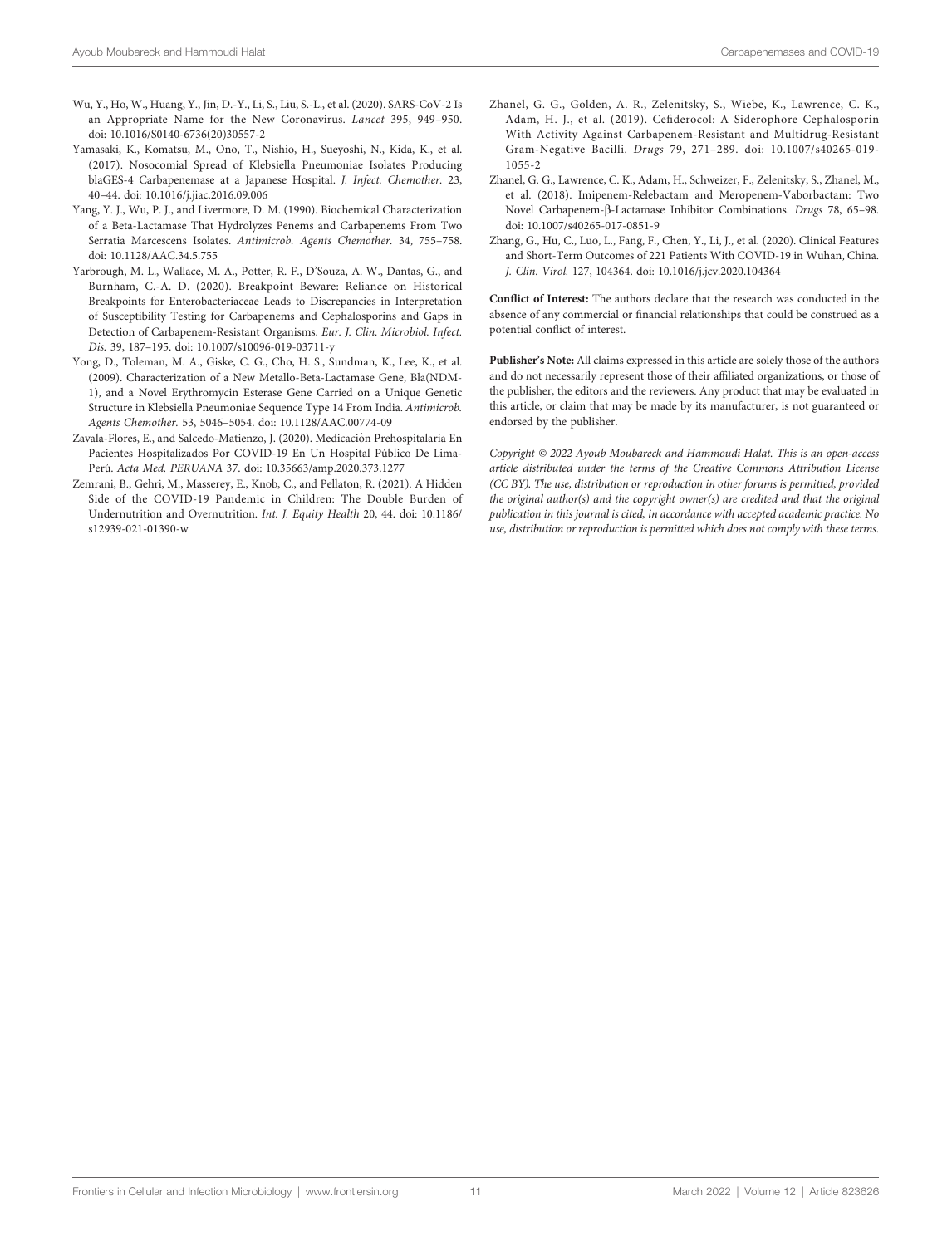Wu, Y., Ho, W., Huang, Y., Jin, D.-Y., Li, S., Liu, S.-L., et al. (2020). SARS-CoV-2 Is an Appropriate Name for the New Coronavirus. *Lancet* 395, 949–950. doi: 10.1016/S0140-6736(20)30557-2

Yamasaki, K., Komatsu, M., Ono, T., Nishio, H., Sueyoshi, N., Kida, K., et al. (2017). Nosocomial Spread of Klebsiella Pneumoniae Isolates Producing blaGES-4 Carbapenemase at a Japanese Hospital. *J. Infect. Chemother.* 23, 40–44. doi: 10.1016/j.jiac.2016.09.006

Yang, Y. J., Wu, P. J., and Livermore, D. M. (1990). Biochemical Characterization of a Beta-Lactamase That Hydrolyzes Penems and Carbapenems From Two Serratia Marcescens Isolates. *Antimicrob. Agents Chemother.* 34, 755–758. doi: 10.1128/AAC.34.5.755

Yarbrough, M. L., Wallace, M. A., Potter, R. F., D'Souza, A. W., Dantas, G., and Burnham, C.-A. D. (2020). Breakpoint Beware: Reliance on Historical Breakpoints for Enterobacteriaceae Leads to Discrepancies in Interpretation of Susceptibility Testing for Carbapenems and Cephalosporins and Gaps in Detection of Carbapenem-Resistant Organisms. *Eur. J. Clin. Microbiol. Infect. Dis.* 39, 187–195. doi: 10.1007/s10096-019-03711-y

Yong, D., Toleman, M. A., Giske, C. G., Cho, H. S., Sundman, K., Lee, K., et al. (2009). Characterization of a New Metallo-Beta-Lactamase Gene, Bla(NDM-1), and a Novel Erythromycin Esterase Gene Carried on a Unique Genetic Structure in Klebsiella Pneumoniae Sequence Type 14 From India. *Antimicrob. Agents Chemother.* 53, 5046–5054. doi: 10.1128/AAC.00774-09

Zavala-Flores, E., and Salcedo-Matienzo, J. (2020). Medicación Prehospitalaria En Pacientes Hospitalizados Por COVID-19 En Un Hospital Público De Lima-Perú. *Acta Med. PERUANA* 37. doi: 10.35663/amp.2020.373.1277

Zemrani, B., Gehri, M., Masserey, E., Knob, C., and Pellaton, R. (2021). A Hidden Side of the COVID-19 Pandemic in Children: The Double Burden of Undernutrition and Overnutrition. *Int. J. Equity Health* 20, 44. doi: 10.1186/s12939-021-01390-w

Zhanel, G. G., Golden, A. R., Zelenitsky, S., Wiebe, K., Lawrence, C. K., Adam, H. J., et al. (2019). Cefiderocol: A Siderophore Cephalosporin With Activity Against Carbapenem-Resistant and Multidrug-Resistant Gram-Negative Bacilli. *Drugs* 79, 271–289. doi: 10.1007/s40265-019-1055-2

Zhanel, G. G., Lawrence, C. K., Adam, H., Schweizer, F., Zelenitsky, S., Zhanel, M., et al. (2018). Imipenem-Relebactam and Meropenem-Vaborbactam: Two Novel Carbapenem-β-Lactamase Inhibitor Combinations. *Drugs* 78, 65–98. doi: 10.1007/s40265-017-0851-9

Zhang, G., Hu, C., Luo, L., Fang, F., Chen, Y., Li, J., et al. (2020). Clinical Features and Short-Term Outcomes of 221 Patients With COVID-19 in Wuhan, China. *J. Clin. Virol.* 127, 104364. doi: 10.1016/j.jcv.2020.104364

**Conflict of Interest:** The authors declare that the research was conducted in the absence of any commercial or financial relationships that could be construed as a potential conflict of interest.

**Publisher's Note:** All claims expressed in this article are solely those of the authors and do not necessarily represent those of their affiliated organizations, or those of the publisher, the editors and the reviewers. Any product that may be evaluated in this article, or claim that may be made by its manufacturer, is not guaranteed or endorsed by the publisher.

*Copyright © 2022 Ayoub Moubareck and Hammoudi Halat. This is an open-access article distributed under the terms of the Creative Commons Attribution License (CC BY). The use, distribution or reproduction in other forums is permitted, provided the original author(s) and the copyright owner(s) are credited and that the original publication in this journal is cited, in accordance with accepted academic practice. No use, distribution or reproduction is permitted which does not comply with these terms.*